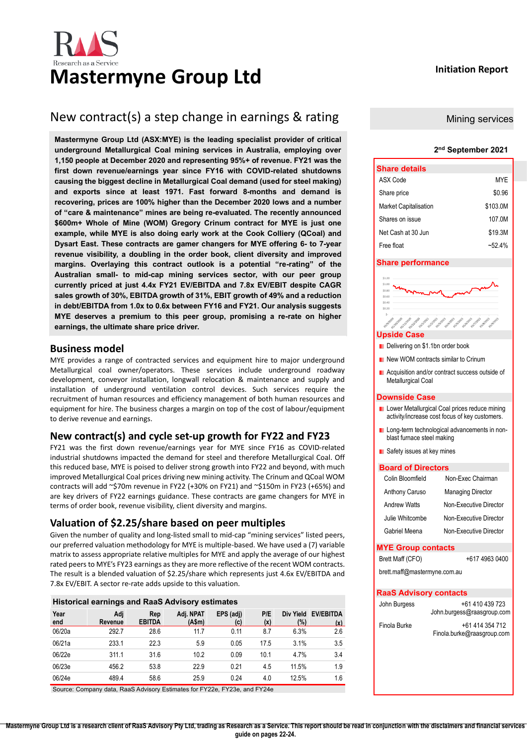# Mastermyne Group Ltd

**Initiation Report**

## New contract(s) a step change in earnings & rating

**Mastermyne Group Ltd (ASX:MYE) is the leading specialist provider of critical underground Metallurgical Coal mining services in Australia, employing over 1,150 people at December 2020 and representing 95%+ of revenue. FY21 was the first down revenue/earnings year since FY16 with COVID-related shutdowns causing the biggest decline in Metallurgical Coal demand (used for steel making) and exports since at least 1971. Fast forward 8-months and demand is recovering, prices are 100% higher than the December 2020 lows and a number of "care & maintenance" mines are being re-evaluated. The recently announced $600m+ Whole of Mine (WOM) Gregory Crinum contract for MYE is just one example, while MYE is also doing early work at the Cook Colliery (QCoal) and Dysart East. These contracts are gamer changers for MYE offering 6- to 7-year revenue visibility, a doubling in the order book, client diversity and improved margins. Overlaying this contract outlook is a potential "re-rating" of the Australian small- to mid-cap mining services sector, with our peer group currently priced at just 4.4x FY21 EV/EBITDA and 7.8x EV/EBIT despite CAGR sales growth of 30%, EBITDA growth of 31%, EBIT growth of 49% and a reduction in debt/EBITDA from 1.0x to 0.6x between FY16 and FY21. Our analysis suggests MYE deserves a premium to this peer group, promising a re-rate on higher earnings, the ultimate share price driver.**

## Business model

MYE provides a range of contracted services and equipment hire to major underground Metallurgical coal owner/operators. These services include underground roadway development, conveyor installation, longwall relocation & maintenance and supply and installation of underground ventilation control devices. Such services require the recruitment of human resources and efficiency management of both human resources and equipment for hire. The business charges a margin on top of the cost of labour/equipment to derive revenue and earnings.

## New contract(s) and cycle set-up growth for FY22 and FY23

FY21 was the first down revenue/earnings year for MYE since FY16 as COVID-related industrial shutdowns impacted the demand for steel and therefore Metallurgical Coal. Off this reduced base, MYE is poised to deliver strong growth into FY22 and beyond, with much improved Metallurgical Coal prices driving new mining activity. The Crinum and QCoal WOM contracts will add ~$70m revenue in FY22 (+30% on FY21) and ~$150m in FY23 (+65%) and are key drivers of FY22 earnings guidance. These contracts are game changers for MYE in terms of order book, revenue visibility, client diversity and margins.

## Valuation of $2.25/share based on peer multiples

Given the number of quality and long-listed small to mid-cap "mining services" listed peers, our preferred valuation methodology for MYE is multiple-based. We have used a (7) variable matrix to assess appropriate relative multiples for MYE and apply the average of our highest rated peers to MYE's FY23 earnings as they are more reflective of the recent WOM contracts. The result is a blended valuation of $2.25/share which represents just 4.6x EV/EBITDA and 7.8x EV/EBIT. A sector re-rate adds upside to this valuation.

### Historical earnings and RaaS Advisory estimates

| Year end | Adj Revenue | Rep EBITDA | Adj. NPAT (A$m) | EPS (adj) (c) | P/E (x) | Div Yield (%) | EV/EBITDA (x) |
|---|---|---|---|---|---|---|---|
| 06/20a | 292.7 | 28.6 | 11.7 | 0.11 | 8.7 | 6.3% | 2.6 |
| 06/21a | 233.1 | 22.3 | 5.9 | 0.05 | 17.5 | 3.1% | 3.5 |
| 06/22e | 311.1 | 31.6 | 10.2 | 0.09 | 10.1 | 4.7% | 3.4 |
| 06/23e | 456.2 | 53.8 | 22.9 | 0.21 | 4.5 | 11.5% | 1.9 |
| 06/24e | 489.4 | 58.6 | 25.9 | 0.24 | 4.0 | 12.5% | 1.6 |

Source: Company data, RaaS Advisory Estimates for FY22e, FY23e, and FY24e

**Mining services**

**2nd September 2021**

### Share details

| | |
|---|---|
| ASX Code | MYE |
| Share price | $0.96 |
| Market Capitalisation | $103.0M |
| Shares on issue | 107.0M |
| Net Cash at 30 Jun | $19.3M |
| Free float | ~52.4% |

### Share performance

### Upside Case

- Delivering on $1.1bn order book
- New WOM contracts similar to Crinum
- Acquisition and/or contract success outside of Metallurgical Coal

### Downside Case

- Lower Metallurgical Coal prices reduce mining activity/increase cost focus of key customers.
- Long-term technological advancements in non-blast furnace steel making
- Safety issues at key mines

### Board of Directors

| | |
|---|---|
| Colin Bloomfield | Non-Exec Chairman |
| Anthony Caruso | Managing Director |
| Andrew Watts | Non-Executive Director |
| Julie Whitcombe | Non-Executive Director |
| Gabriel Meena | Non-Executive Director |

### MYE Group contacts

Brett Maff (CFO) +617 4963 0400

brett.maff@mastermyne.com.au

### RaaS Advisory contacts

John Burgess +61 410 439 723
John.burgess@raasgroup.com

Finola Burke +61 414 354 712
Finola.burke@raasgroup.com

**Mastermyne Group Ltd is a research client of RaaS Advisory Pty Ltd, trading as Research as a Service. This report should be read in conjunction with the disclaimers and financial services guide on pages 22-24.**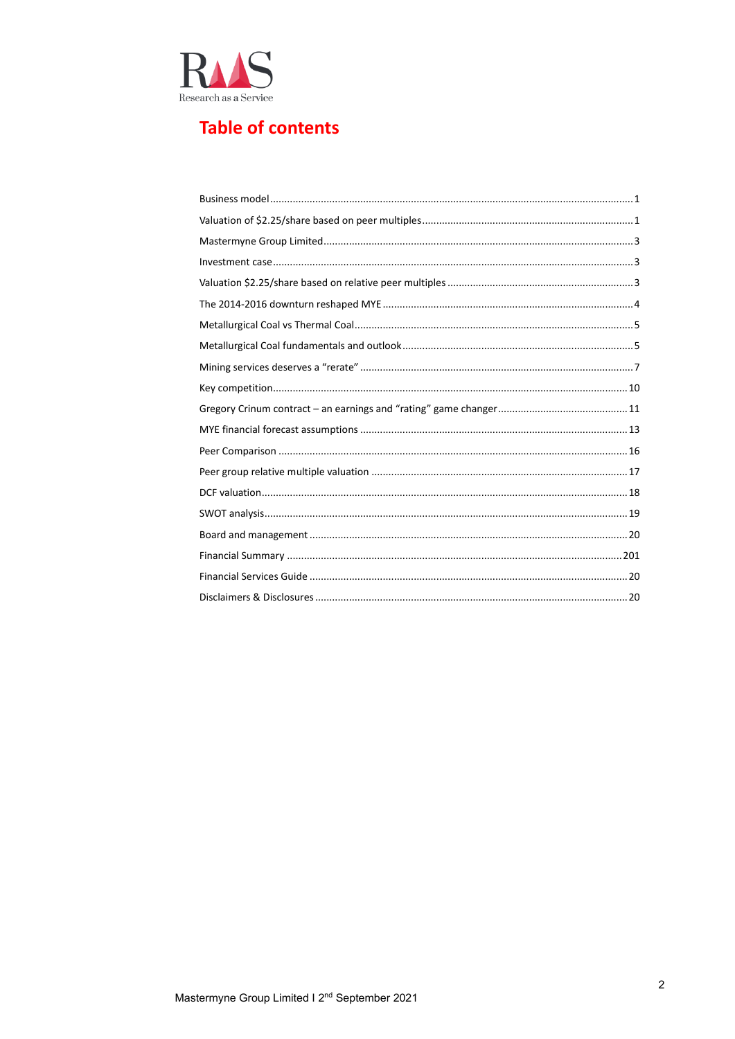# Table of contents

Business model ................................................................................................................1

Valuation of $2.25/share based on peer multiples ...........................................................1

Mastermyne Group Limited .............................................................................................3

Investment case ..............................................................................................................3

Valuation $2.25/share based on relative peer multiples ...................................................3

The 2014-2016 downturn reshaped MYE ...........................................................................4

Metallurgical Coal vs Thermal Coal ..................................................................................5

Metallurgical Coal fundamentals and outlook ...................................................................5

Mining services deserves a "rerate" .................................................................................7

Key competition .............................................................................................................10

Gregory Crinum contract – an earnings and "rating" game changer ..............................11

MYE financial forecast assumptions ...............................................................................13

Peer Comparison ...........................................................................................................16

Peer group relative multiple valuation ...........................................................................17

DCF valuation ................................................................................................................18

SWOT analysis ...............................................................................................................19

Board and management ................................................................................................20

Financial Summary .......................................................................................................201

Financial Services Guide ................................................................................................20

Disclaimers & Disclosures ..............................................................................................20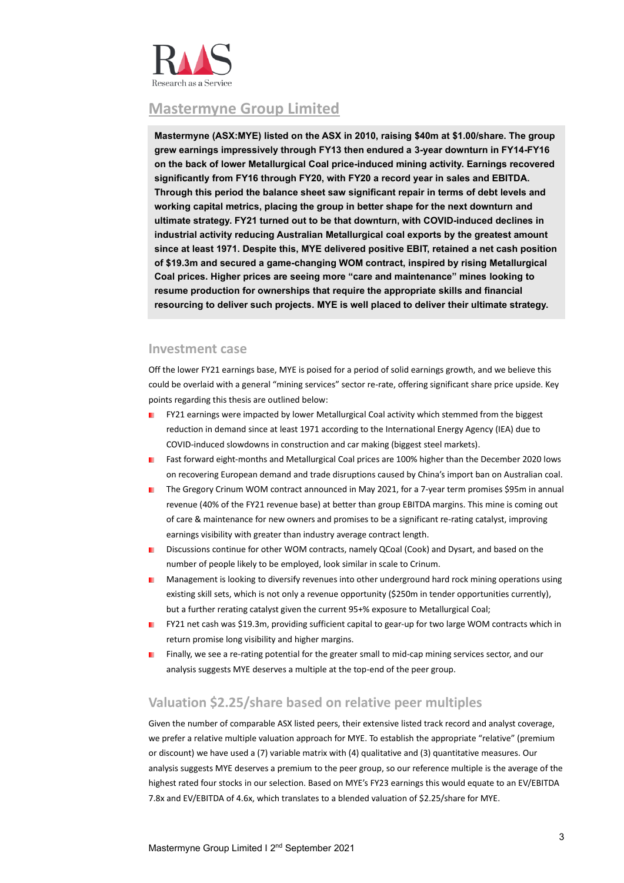# Mastermyne Group Limited

**Mastermyne (ASX:MYE) listed on the ASX in 2010, raising $40m at $1.00/share. The group grew earnings impressively through FY13 then endured a 3-year downturn in FY14-FY16 on the back of lower Metallurgical Coal price-induced mining activity. Earnings recovered significantly from FY16 through FY20, with FY20 a record year in sales and EBITDA. Through this period the balance sheet saw significant repair in terms of debt levels and working capital metrics, placing the group in better shape for the next downturn and ultimate strategy. FY21 turned out to be that downturn, with COVID-induced declines in industrial activity reducing Australian Metallurgical coal exports by the greatest amount since at least 1971. Despite this, MYE delivered positive EBIT, retained a net cash position of $19.3m and secured a game-changing WOM contract, inspired by rising Metallurgical Coal prices. Higher prices are seeing more "care and maintenance" mines looking to resume production for ownerships that require the appropriate skills and financial resourcing to deliver such projects. MYE is well placed to deliver their ultimate strategy.**

## Investment case

Off the lower FY21 earnings base, MYE is poised for a period of solid earnings growth, and we believe this could be overlaid with a general "mining services" sector re-rate, offering significant share price upside. Key points regarding this thesis are outlined below:

- FY21 earnings were impacted by lower Metallurgical Coal activity which stemmed from the biggest reduction in demand since at least 1971 according to the International Energy Agency (IEA) due to COVID-induced slowdowns in construction and car making (biggest steel markets).
- Fast forward eight-months and Metallurgical Coal prices are 100% higher than the December 2020 lows on recovering European demand and trade disruptions caused by China's import ban on Australian coal.
- The Gregory Crinum WOM contract announced in May 2021, for a 7-year term promises $95m in annual revenue (40% of the FY21 revenue base) at better than group EBITDA margins. This mine is coming out of care & maintenance for new owners and promises to be a significant re-rating catalyst, improving earnings visibility with greater than industry average contract length.
- Discussions continue for other WOM contracts, namely QCoal (Cook) and Dysart, and based on the number of people likely to be employed, look similar in scale to Crinum.
- Management is looking to diversify revenues into other underground hard rock mining operations using existing skill sets, which is not only a revenue opportunity ($250m in tender opportunities currently), but a further rerating catalyst given the current 95+% exposure to Metallurgical Coal;
- FY21 net cash was $19.3m, providing sufficient capital to gear-up for two large WOM contracts which in return promise long visibility and higher margins.
- Finally, we see a re-rating potential for the greater small to mid-cap mining services sector, and our analysis suggests MYE deserves a multiple at the top-end of the peer group.

## Valuation $2.25/share based on relative peer multiples

Given the number of comparable ASX listed peers, their extensive listed track record and analyst coverage, we prefer a relative multiple valuation approach for MYE. To establish the appropriate "relative" (premium or discount) we have used a (7) variable matrix with (4) qualitative and (3) quantitative measures. Our analysis suggests MYE deserves a premium to the peer group, so our reference multiple is the average of the highest rated four stocks in our selection. Based on MYE's FY23 earnings this would equate to an EV/EBITDA 7.8x and EV/EBITDA of 4.6x, which translates to a blended valuation of $2.25/share for MYE.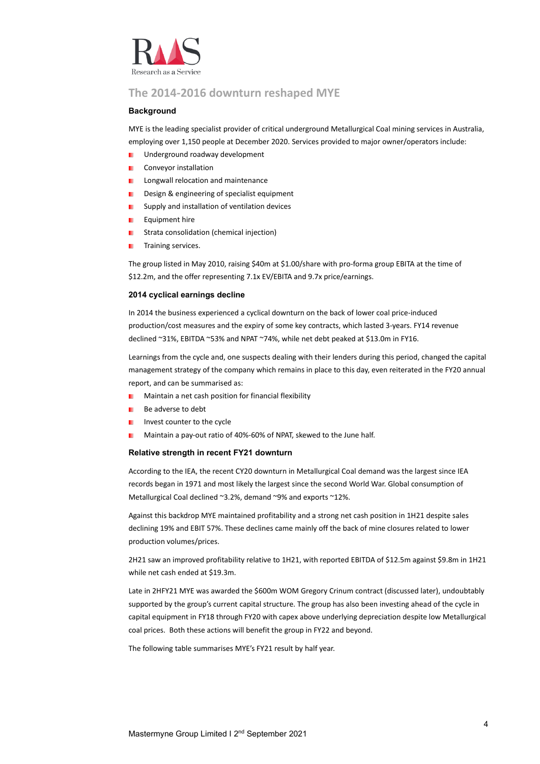## The 2014-2016 downturn reshaped MYE

### Background

MYE is the leading specialist provider of critical underground Metallurgical Coal mining services in Australia, employing over 1,150 people at December 2020. Services provided to major owner/operators include:

- Underground roadway development
- Conveyor installation
- Longwall relocation and maintenance
- Design & engineering of specialist equipment
- Supply and installation of ventilation devices
- Equipment hire
- Strata consolidation (chemical injection)
- Training services.

The group listed in May 2010, raising $40m at $1.00/share with pro-forma group EBITA at the time of $12.2m, and the offer representing 7.1x EV/EBITA and 9.7x price/earnings.

### 2014 cyclical earnings decline

In 2014 the business experienced a cyclical downturn on the back of lower coal price-induced production/cost measures and the expiry of some key contracts, which lasted 3-years. FY14 revenue declined ~31%, EBITDA ~53% and NPAT ~74%, while net debt peaked at $13.0m in FY16.

Learnings from the cycle and, one suspects dealing with their lenders during this period, changed the capital management strategy of the company which remains in place to this day, even reiterated in the FY20 annual report, and can be summarised as:

- Maintain a net cash position for financial flexibility
- Be adverse to debt
- Invest counter to the cycle
- Maintain a pay-out ratio of 40%-60% of NPAT, skewed to the June half.

### Relative strength in recent FY21 downturn

According to the IEA, the recent CY20 downturn in Metallurgical Coal demand was the largest since IEA records began in 1971 and most likely the largest since the second World War. Global consumption of Metallurgical Coal declined ~3.2%, demand ~9% and exports ~12%.

Against this backdrop MYE maintained profitability and a strong net cash position in 1H21 despite sales declining 19% and EBIT 57%. These declines came mainly off the back of mine closures related to lower production volumes/prices.

2H21 saw an improved profitability relative to 1H21, with reported EBITDA of $12.5m against $9.8m in 1H21 while net cash ended at $19.3m.

Late in 2HFY21 MYE was awarded the $600m WOM Gregory Crinum contract (discussed later), undoubtably supported by the group's current capital structure. The group has also been investing ahead of the cycle in capital equipment in FY18 through FY20 with capex above underlying depreciation despite low Metallurgical coal prices. Both these actions will benefit the group in FY22 and beyond.

The following table summarises MYE's FY21 result by half year.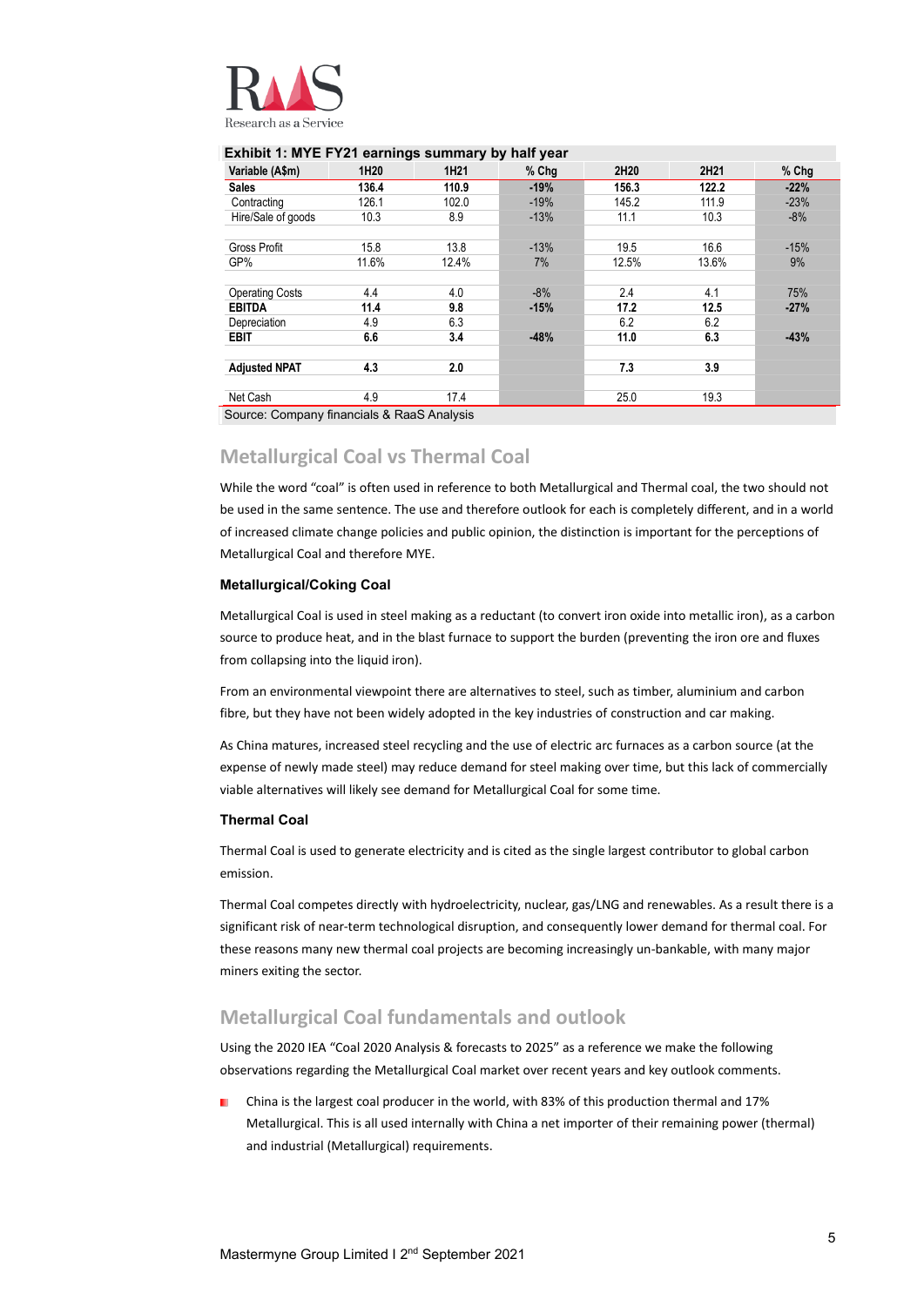**Exhibit 1: MYE FY21 earnings summary by half year**

| Variable (A$m) | 1H20 | 1H21 | % Chg | 2H20 | 2H21 | % Chg |
|---|---|---|---|---|---|---|
| **Sales** | **136.4** | **110.9** | **-19%** | **156.3** | **122.2** | **-22%** |
| Contracting | 126.1 | 102.0 | -19% | 145.2 | 111.9 | -23% |
| Hire/Sale of goods | 10.3 | 8.9 | -13% | 11.1 | 10.3 | -8% |
| | | | | | | |
| Gross Profit | 15.8 | 13.8 | -13% | 19.5 | 16.6 | -15% |
| GP% | 11.6% | 12.4% | 7% | 12.5% | 13.6% | 9% |
| | | | | | | |
| Operating Costs | 4.4 | 4.0 | -8% | 2.4 | 4.1 | 75% |
| **EBITDA** | **11.4** | **9.8** | **-15%** | **17.2** | **12.5** | **-27%** |
| Depreciation | 4.9 | 6.3 | | 6.2 | 6.2 | |
| **EBIT** | **6.6** | **3.4** | **-48%** | **11.0** | **6.3** | **-43%** |
| | | | | | | |
| **Adjusted NPAT** | **4.3** | **2.0** | | **7.3** | **3.9** | |
| | | | | | | |
| Net Cash | 4.9 | 17.4 | | 25.0 | 19.3 | |

Source: Company financials & RaaS Analysis

## Metallurgical Coal vs Thermal Coal

While the word "coal" is often used in reference to both Metallurgical and Thermal coal, the two should not be used in the same sentence. The use and therefore outlook for each is completely different, and in a world of increased climate change policies and public opinion, the distinction is important for the perceptions of Metallurgical Coal and therefore MYE.

### Metallurgical/Coking Coal

Metallurgical Coal is used in steel making as a reductant (to convert iron oxide into metallic iron), as a carbon source to produce heat, and in the blast furnace to support the burden (preventing the iron ore and fluxes from collapsing into the liquid iron).

From an environmental viewpoint there are alternatives to steel, such as timber, aluminium and carbon fibre, but they have not been widely adopted in the key industries of construction and car making.

As China matures, increased steel recycling and the use of electric arc furnaces as a carbon source (at the expense of newly made steel) may reduce demand for steel making over time, but this lack of commercially viable alternatives will likely see demand for Metallurgical Coal for some time.

### Thermal Coal

Thermal Coal is used to generate electricity and is cited as the single largest contributor to global carbon emission.

Thermal Coal competes directly with hydroelectricity, nuclear, gas/LNG and renewables. As a result there is a significant risk of near-term technological disruption, and consequently lower demand for thermal coal. For these reasons many new thermal coal projects are becoming increasingly un-bankable, with many major miners exiting the sector.

## Metallurgical Coal fundamentals and outlook

Using the 2020 IEA "Coal 2020 Analysis & forecasts to 2025" as a reference we make the following observations regarding the Metallurgical Coal market over recent years and key outlook comments.

- China is the largest coal producer in the world, with 83% of this production thermal and 17% Metallurgical. This is all used internally with China a net importer of their remaining power (thermal) and industrial (Metallurgical) requirements.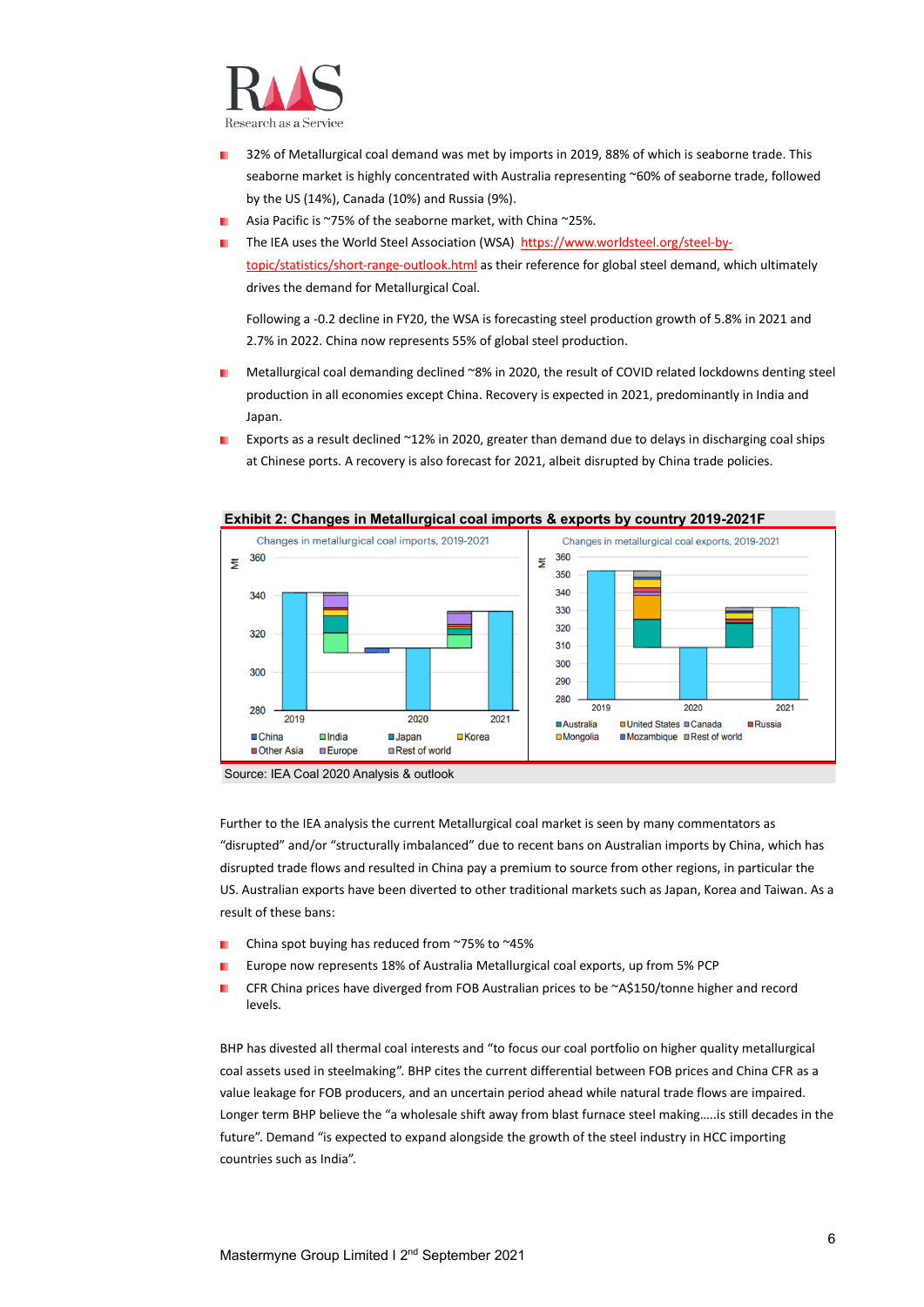- 32% of Metallurgical coal demand was met by imports in 2019, 88% of which is seaborne trade. This seaborne market is highly concentrated with Australia representing ~60% of seaborne trade, followed by the US (14%), Canada (10%) and Russia (9%).
- Asia Pacific is ~75% of the seaborne market, with China ~25%.
- The IEA uses the World Steel Association (WSA) https://www.worldsteel.org/steel-by-topic/statistics/short-range-outlook.html as their reference for global steel demand, which ultimately drives the demand for Metallurgical Coal.

  Following a -0.2 decline in FY20, the WSA is forecasting steel production growth of 5.8% in 2021 and 2.7% in 2022. China now represents 55% of global steel production.

- Metallurgical coal demanding declined ~8% in 2020, the result of COVID related lockdowns denting steel production in all economies except China. Recovery is expected in 2021, predominantly in India and Japan.
- Exports as a result declined ~12% in 2020, greater than demand due to delays in discharging coal ships at Chinese ports. A recovery is also forecast for 2021, albeit disrupted by China trade policies.

**Exhibit 2: Changes in Metallurgical coal imports & exports by country 2019-2021F**

Source: IEA Coal 2020 Analysis & outlook

Further to the IEA analysis the current Metallurgical coal market is seen by many commentators as "disrupted" and/or "structurally imbalanced" due to recent bans on Australian imports by China, which has disrupted trade flows and resulted in China pay a premium to source from other regions, in particular the US. Australian exports have been diverted to other traditional markets such as Japan, Korea and Taiwan. As a result of these bans:

- China spot buying has reduced from ~75% to ~45%
- Europe now represents 18% of Australia Metallurgical coal exports, up from 5% PCP
- CFR China prices have diverged from FOB Australian prices to be ~A$150/tonne higher and record levels.

BHP has divested all thermal coal interests and "to focus our coal portfolio on higher quality metallurgical coal assets used in steelmaking". BHP cites the current differential between FOB prices and China CFR as a value leakage for FOB producers, and an uncertain period ahead while natural trade flows are impaired. Longer term BHP believe the "a wholesale shift away from blast furnace steel making…..is still decades in the future". Demand "is expected to expand alongside the growth of the steel industry in HCC importing countries such as India".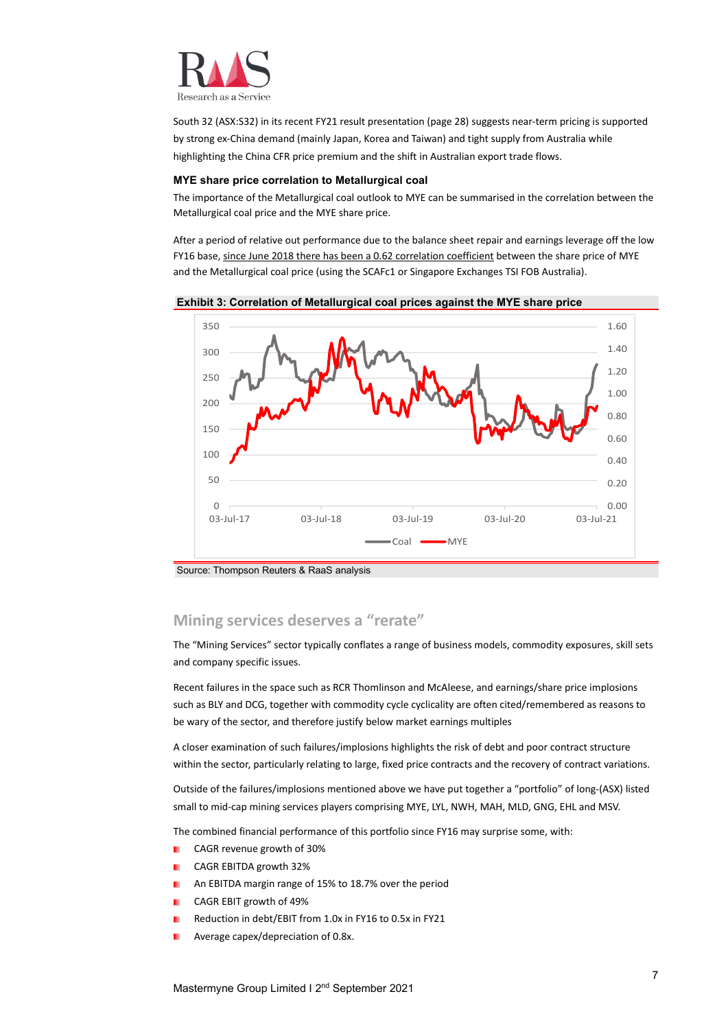South 32 (ASX:S32) in its recent FY21 result presentation (page 28) suggests near-term pricing is supported by strong ex-China demand (mainly Japan, Korea and Taiwan) and tight supply from Australia while highlighting the China CFR price premium and the shift in Australian export trade flows.

### MYE share price correlation to Metallurgical coal

The importance of the Metallurgical coal outlook to MYE can be summarised in the correlation between the Metallurgical coal price and the MYE share price.

After a period of relative out performance due to the balance sheet repair and earnings leverage off the low FY16 base, since June 2018 there has been a 0.62 correlation coefficient between the share price of MYE and the Metallurgical coal price (using the SCAFc1 or Singapore Exchanges TSI FOB Australia).

**Exhibit 3: Correlation of Metallurgical coal prices against the MYE share price**

Source: Thompson Reuters & RaaS analysis

## Mining services deserves a "rerate"

The "Mining Services" sector typically conflates a range of business models, commodity exposures, skill sets and company specific issues.

Recent failures in the space such as RCR Thomlinson and McAleese, and earnings/share price implosions such as BLY and DCG, together with commodity cycle cyclicality are often cited/remembered as reasons to be wary of the sector, and therefore justify below market earnings multiples

A closer examination of such failures/implosions highlights the risk of debt and poor contract structure within the sector, particularly relating to large, fixed price contracts and the recovery of contract variations.

Outside of the failures/implosions mentioned above we have put together a "portfolio" of long-(ASX) listed small to mid-cap mining services players comprising MYE, LYL, NWH, MAH, MLD, GNG, EHL and MSV.

The combined financial performance of this portfolio since FY16 may surprise some, with:

- CAGR revenue growth of 30%
- CAGR EBITDA growth 32%
- An EBITDA margin range of 15% to 18.7% over the period
- CAGR EBIT growth of 49%
- Reduction in debt/EBIT from 1.0x in FY16 to 0.5x in FY21
- Average capex/depreciation of 0.8x.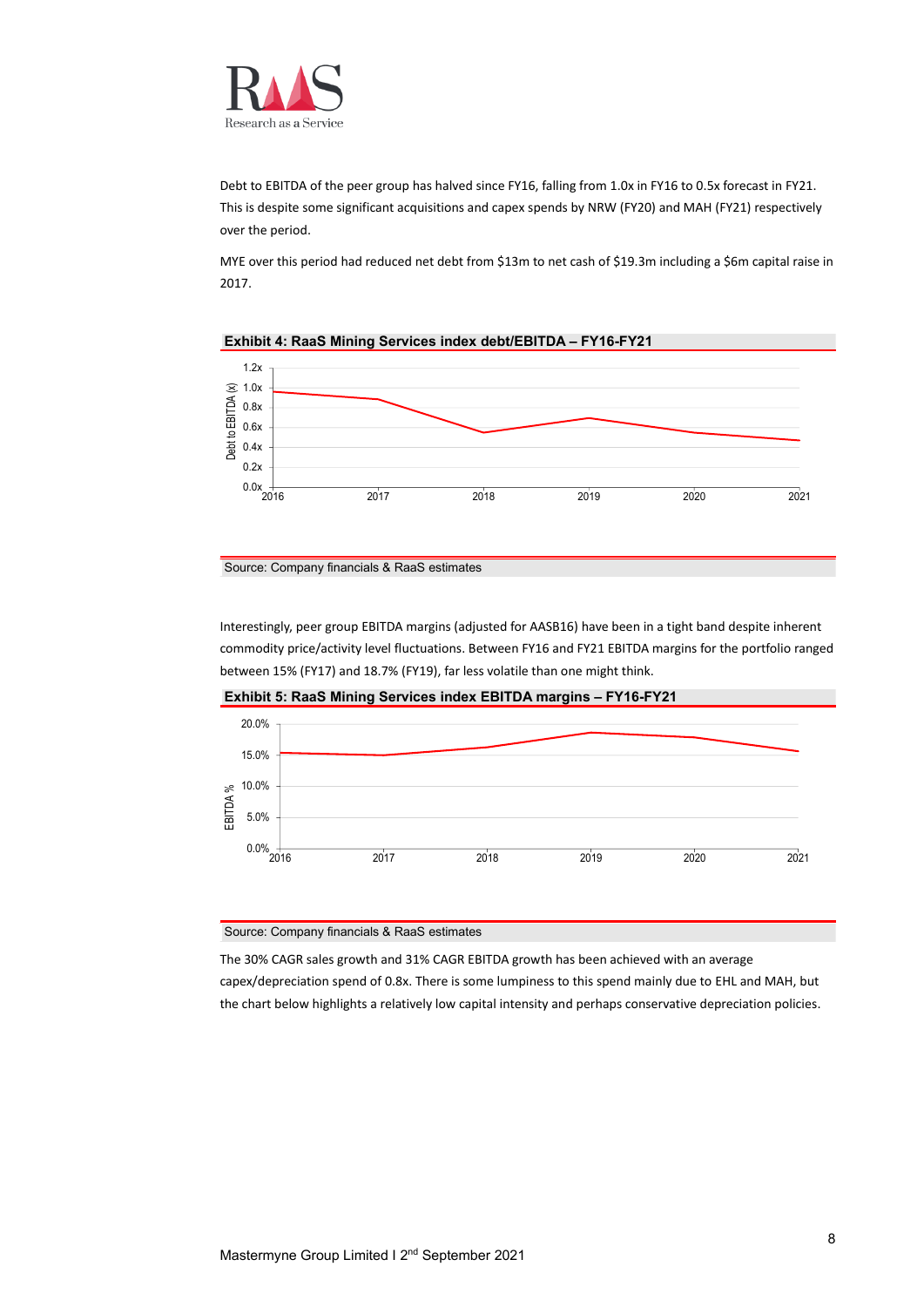Debt to EBITDA of the peer group has halved since FY16, falling from 1.0x in FY16 to 0.5x forecast in FY21. This is despite some significant acquisitions and capex spends by NRW (FY20) and MAH (FY21) respectively over the period.

MYE over this period had reduced net debt from $13m to net cash of $19.3m including a $6m capital raise in 2017.

**Exhibit 4: RaaS Mining Services index debt/EBITDA – FY16-FY21**

Source: Company financials & RaaS estimates

Interestingly, peer group EBITDA margins (adjusted for AASB16) have been in a tight band despite inherent commodity price/activity level fluctuations. Between FY16 and FY21 EBITDA margins for the portfolio ranged between 15% (FY17) and 18.7% (FY19), far less volatile than one might think.

**Exhibit 5: RaaS Mining Services index EBITDA margins – FY16-FY21**

Source: Company financials & RaaS estimates

The 30% CAGR sales growth and 31% CAGR EBITDA growth has been achieved with an average capex/depreciation spend of 0.8x. There is some lumpiness to this spend mainly due to EHL and MAH, but the chart below highlights a relatively low capital intensity and perhaps conservative depreciation policies.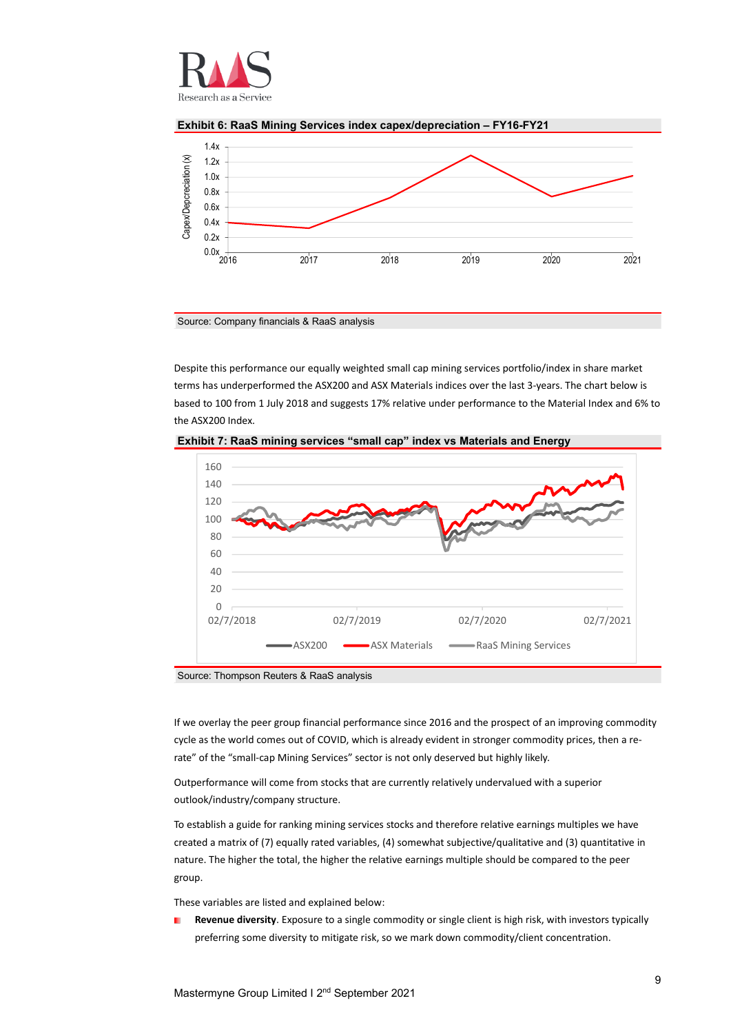**Exhibit 6: RaaS Mining Services index capex/depreciation – FY16-FY21**

Source: Company financials & RaaS analysis

Despite this performance our equally weighted small cap mining services portfolio/index in share market terms has underperformed the ASX200 and ASX Materials indices over the last 3-years. The chart below is based to 100 from 1 July 2018 and suggests 17% relative under performance to the Material Index and 6% to the ASX200 Index.

**Exhibit 7: RaaS mining services "small cap" index vs Materials and Energy**

Source: Thompson Reuters & RaaS analysis

If we overlay the peer group financial performance since 2016 and the prospect of an improving commodity cycle as the world comes out of COVID, which is already evident in stronger commodity prices, then a re-rate" of the "small-cap Mining Services" sector is not only deserved but highly likely.

Outperformance will come from stocks that are currently relatively undervalued with a superior outlook/industry/company structure.

To establish a guide for ranking mining services stocks and therefore relative earnings multiples we have created a matrix of (7) equally rated variables, (4) somewhat subjective/qualitative and (3) quantitative in nature. The higher the total, the higher the relative earnings multiple should be compared to the peer group.

These variables are listed and explained below:

- **Revenue diversity**. Exposure to a single commodity or single client is high risk, with investors typically preferring some diversity to mitigate risk, so we mark down commodity/client concentration.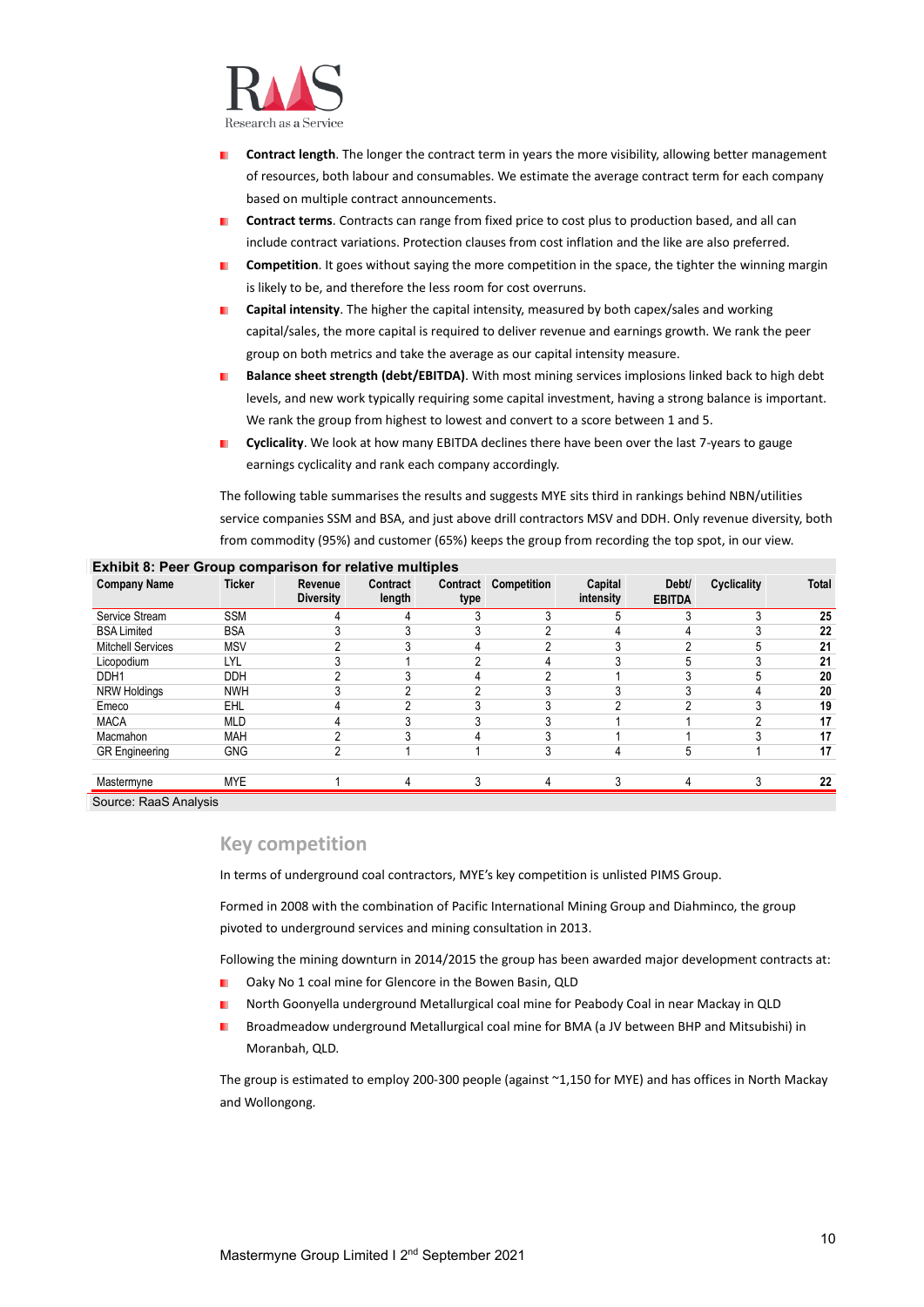- **Contract length**. The longer the contract term in years the more visibility, allowing better management of resources, both labour and consumables. We estimate the average contract term for each company based on multiple contract announcements.
- **Contract terms**. Contracts can range from fixed price to cost plus to production based, and all can include contract variations. Protection clauses from cost inflation and the like are also preferred.
- **Competition**. It goes without saying the more competition in the space, the tighter the winning margin is likely to be, and therefore the less room for cost overruns.
- **Capital intensity**. The higher the capital intensity, measured by both capex/sales and working capital/sales, the more capital is required to deliver revenue and earnings growth. We rank the peer group on both metrics and take the average as our capital intensity measure.
- **Balance sheet strength (debt/EBITDA)**. With most mining services implosions linked back to high debt levels, and new work typically requiring some capital investment, having a strong balance is important. We rank the group from highest to lowest and convert to a score between 1 and 5.
- **Cyclicality**. We look at how many EBITDA declines there have been over the last 7-years to gauge earnings cyclicality and rank each company accordingly.

The following table summarises the results and suggests MYE sits third in rankings behind NBN/utilities service companies SSM and BSA, and just above drill contractors MSV and DDH. Only revenue diversity, both from commodity (95%) and customer (65%) keeps the group from recording the top spot, in our view.

**Exhibit 8: Peer Group comparison for relative multiples**

| Company Name | Ticker | Revenue Diversity | Contract length | Contract type | Competition | Capital intensity | Debt/ EBITDA | Cyclicality | Total |
|---|---|---|---|---|---|---|---|---|---|
| Service Stream | SSM | 4 | 4 | 3 | 3 | 5 | 3 | 3 | **25** |
| BSA Limited | BSA | 3 | 3 | 3 | 2 | 4 | 4 | 3 | **22** |
| Mitchell Services | MSV | 2 | 3 | 4 | 2 | 3 | 2 | 5 | **21** |
| Licopodium | LYL | 3 | 1 | 2 | 4 | 3 | 5 | 3 | **21** |
| DDH1 | DDH | 2 | 3 | 4 | 2 | 1 | 3 | 5 | **20** |
| NRW Holdings | NWH | 3 | 2 | 2 | 3 | 3 | 3 | 4 | **20** |
| Emeco | EHL | 4 | 2 | 3 | 3 | 2 | 2 | 3 | **19** |
| MACA | MLD | 4 | 3 | 3 | 3 | 1 | 1 | 2 | **17** |
| Macmahon | MAH | 2 | 3 | 4 | 3 | 1 | 1 | 3 | **17** |
| GR Engineering | GNG | 2 | 1 | 1 | 3 | 4 | 5 | 1 | **17** |
| | | | | | | | | | |
| Mastermyne | MYE | 1 | 4 | 3 | 4 | 3 | 4 | 3 | **22** |

Source: RaaS Analysis

## Key competition

In terms of underground coal contractors, MYE's key competition is unlisted PIMS Group.

Formed in 2008 with the combination of Pacific International Mining Group and Diahminco, the group pivoted to underground services and mining consultation in 2013.

Following the mining downturn in 2014/2015 the group has been awarded major development contracts at:

- Oaky No 1 coal mine for Glencore in the Bowen Basin, QLD
- North Goonyella underground Metallurgical coal mine for Peabody Coal in near Mackay in QLD
- Broadmeadow underground Metallurgical coal mine for BMA (a JV between BHP and Mitsubishi) in Moranbah, QLD.

The group is estimated to employ 200-300 people (against ~1,150 for MYE) and has offices in North Mackay and Wollongong.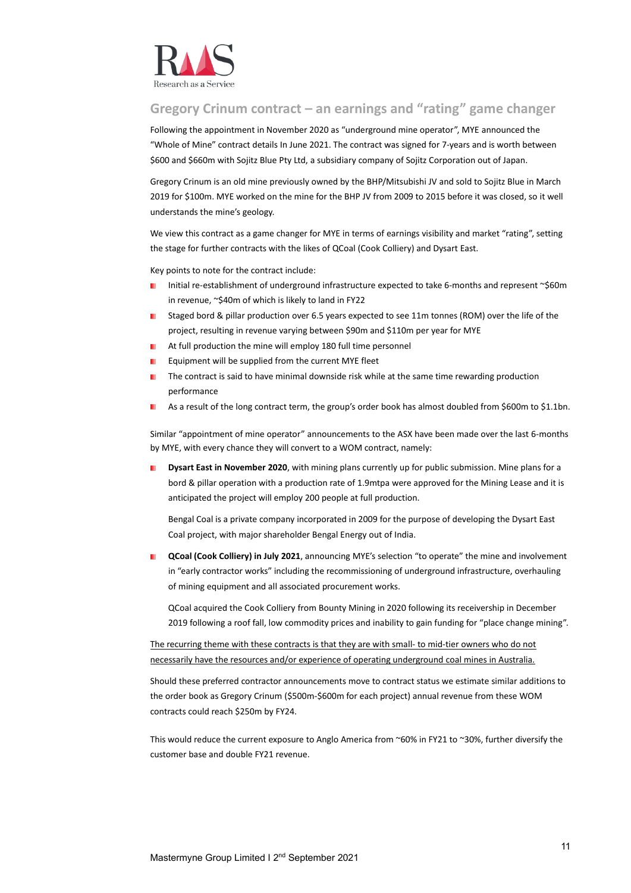## Gregory Crinum contract – an earnings and "rating" game changer

Following the appointment in November 2020 as "underground mine operator", MYE announced the "Whole of Mine" contract details In June 2021. The contract was signed for 7-years and is worth between $600 and $660m with Sojitz Blue Pty Ltd, a subsidiary company of Sojitz Corporation out of Japan.

Gregory Crinum is an old mine previously owned by the BHP/Mitsubishi JV and sold to Sojitz Blue in March 2019 for $100m. MYE worked on the mine for the BHP JV from 2009 to 2015 before it was closed, so it well understands the mine's geology.

We view this contract as a game changer for MYE in terms of earnings visibility and market "rating", setting the stage for further contracts with the likes of QCoal (Cook Colliery) and Dysart East.

Key points to note for the contract include:

- Initial re-establishment of underground infrastructure expected to take 6-months and represent ~$60m in revenue, ~$40m of which is likely to land in FY22
- Staged bord & pillar production over 6.5 years expected to see 11m tonnes (ROM) over the life of the project, resulting in revenue varying between $90m and $110m per year for MYE
- At full production the mine will employ 180 full time personnel
- Equipment will be supplied from the current MYE fleet
- The contract is said to have minimal downside risk while at the same time rewarding production performance
- As a result of the long contract term, the group's order book has almost doubled from $600m to $1.1bn.

Similar "appointment of mine operator" announcements to the ASX have been made over the last 6-months by MYE, with every chance they will convert to a WOM contract, namely:

- **Dysart East in November 2020**, with mining plans currently up for public submission. Mine plans for a bord & pillar operation with a production rate of 1.9mtpa were approved for the Mining Lease and it is anticipated the project will employ 200 people at full production.

  Bengal Coal is a private company incorporated in 2009 for the purpose of developing the Dysart East Coal project, with major shareholder Bengal Energy out of India.

- **QCoal (Cook Colliery) in July 2021**, announcing MYE's selection "to operate" the mine and involvement in "early contractor works" including the recommissioning of underground infrastructure, overhauling of mining equipment and all associated procurement works.

  QCoal acquired the Cook Colliery from Bounty Mining in 2020 following its receivership in December 2019 following a roof fall, low commodity prices and inability to gain funding for "place change mining".

<u>The recurring theme with these contracts is that they are with small- to mid-tier owners who do not necessarily have the resources and/or experience of operating underground coal mines in Australia.</u>

Should these preferred contractor announcements move to contract status we estimate similar additions to the order book as Gregory Crinum ($500m-$600m for each project) annual revenue from these WOM contracts could reach $250m by FY24.

This would reduce the current exposure to Anglo America from ~60% in FY21 to ~30%, further diversify the customer base and double FY21 revenue.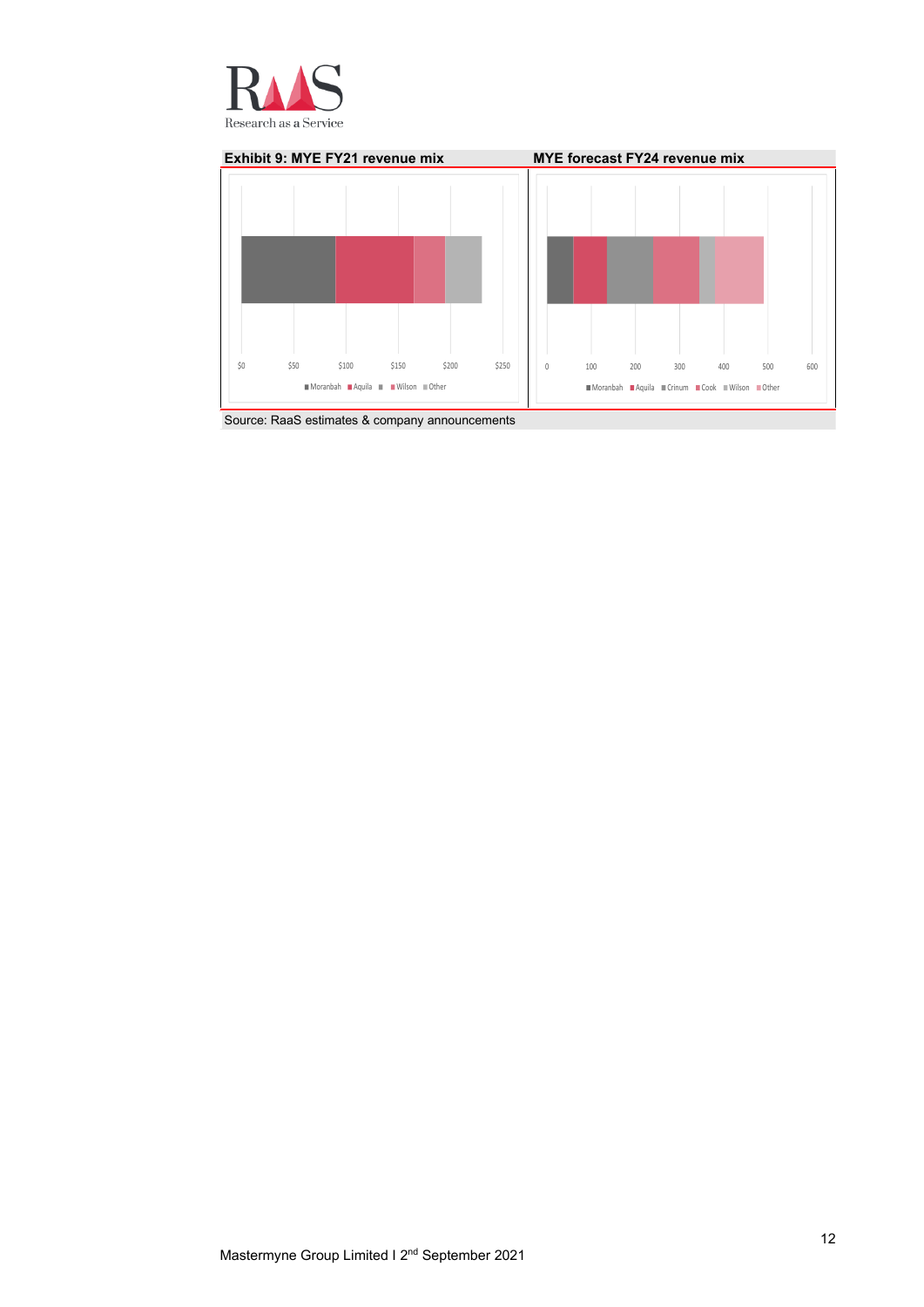**Exhibit 9: MYE FY21 revenue mix**

$0 $50 $100 $150 $200 $250

■ Moranbah ■ Aquila ■ ■ Wilson ■ Other

**MYE forecast FY24 revenue mix**

0 100 200 300 400 500 600

■ Moranbah ■ Aquila ■ Crinum ■ Cook ■ Wilson ■ Other

Source: RaaS estimates & company announcements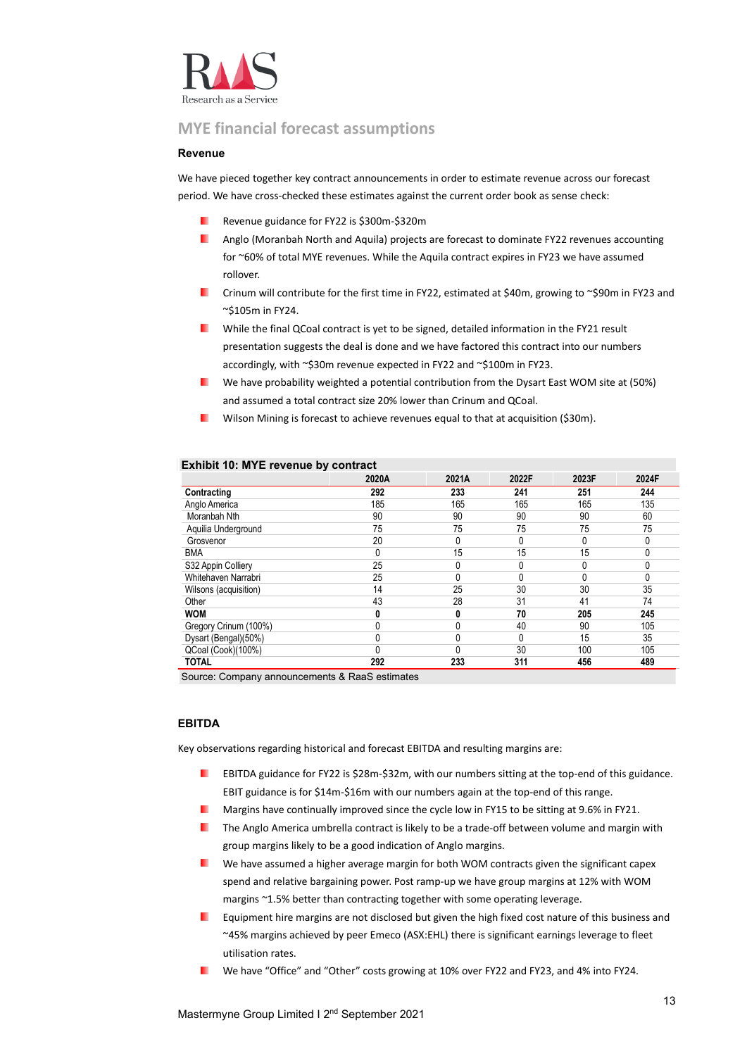## MYE financial forecast assumptions

### Revenue

We have pieced together key contract announcements in order to estimate revenue across our forecast period. We have cross-checked these estimates against the current order book as sense check:

- Revenue guidance for FY22 is $300m-$320m
- Anglo (Moranbah North and Aquila) projects are forecast to dominate FY22 revenues accounting for ~60% of total MYE revenues. While the Aquila contract expires in FY23 we have assumed rollover.
- Crinum will contribute for the first time in FY22, estimated at $40m, growing to ~$90m in FY23 and ~$105m in FY24.
- While the final QCoal contract is yet to be signed, detailed information in the FY21 result presentation suggests the deal is done and we have factored this contract into our numbers accordingly, with ~$30m revenue expected in FY22 and ~$100m in FY23.
- We have probability weighted a potential contribution from the Dysart East WOM site at (50%) and assumed a total contract size 20% lower than Crinum and QCoal.
- Wilson Mining is forecast to achieve revenues equal to that at acquisition ($30m).

**Exhibit 10: MYE revenue by contract**

| | 2020A | 2021A | 2022F | 2023F | 2024F |
|---|---|---|---|---|---|
| **Contracting** | **292** | **233** | **241** | **251** | **244** |
| Anglo America | 185 | 165 | 165 | 165 | 135 |
| Moranbah Nth | 90 | 90 | 90 | 90 | 60 |
| Aquilia Underground | 75 | 75 | 75 | 75 | 75 |
| Grosvenor | 20 | 0 | 0 | 0 | 0 |
| BMA | 0 | 15 | 15 | 15 | 0 |
| S32 Appin Colliery | 25 | 0 | 0 | 0 | 0 |
| Whitehaven Narrabri | 25 | 0 | 0 | 0 | 0 |
| Wilsons (acquisition) | 14 | 25 | 30 | 30 | 35 |
| Other | 43 | 28 | 31 | 41 | 74 |
| **WOM** | **0** | **0** | **70** | **205** | **245** |
| Gregory Crinum (100%) | 0 | 0 | 40 | 90 | 105 |
| Dysart (Bengal)(50%) | 0 | 0 | 0 | 15 | 35 |
| QCoal (Cook)(100%) | 0 | 0 | 30 | 100 | 105 |
| **TOTAL** | **292** | **233** | **311** | **456** | **489** |

Source: Company announcements & RaaS estimates

### EBITDA

Key observations regarding historical and forecast EBITDA and resulting margins are:

- EBITDA guidance for FY22 is $28m-$32m, with our numbers sitting at the top-end of this guidance. EBIT guidance is for $14m-$16m with our numbers again at the top-end of this range.
- Margins have continually improved since the cycle low in FY15 to be sitting at 9.6% in FY21.
- The Anglo America umbrella contract is likely to be a trade-off between volume and margin with group margins likely to be a good indication of Anglo margins.
- We have assumed a higher average margin for both WOM contracts given the significant capex spend and relative bargaining power. Post ramp-up we have group margins at 12% with WOM margins ~1.5% better than contracting together with some operating leverage.
- Equipment hire margins are not disclosed but given the high fixed cost nature of this business and ~45% margins achieved by peer Emeco (ASX:EHL) there is significant earnings leverage to fleet utilisation rates.
- We have "Office" and "Other" costs growing at 10% over FY22 and FY23, and 4% into FY24.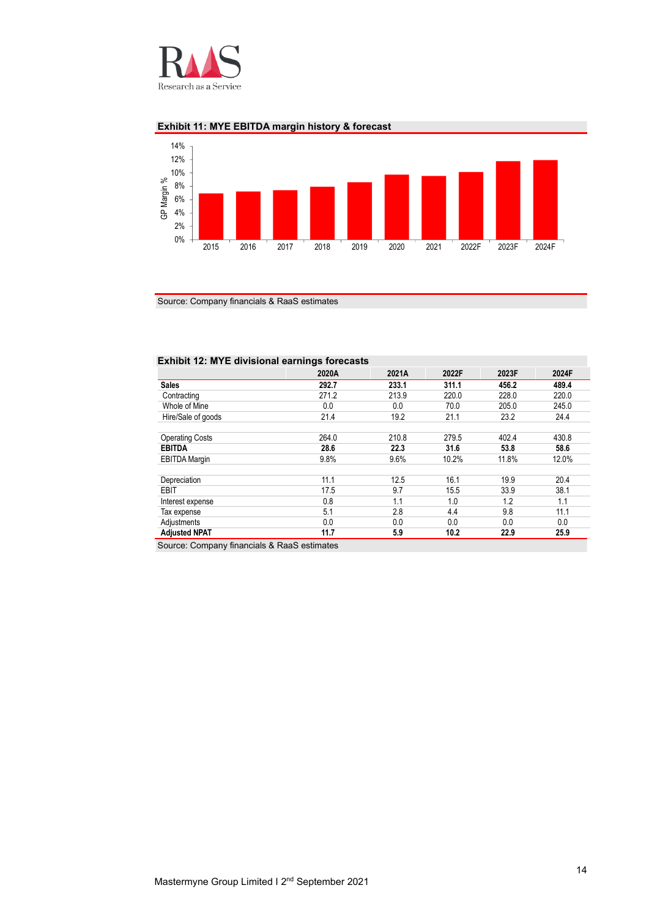**Exhibit 11: MYE EBITDA margin history & forecast**

Source: Company financials & RaaS estimates

**Exhibit 12: MYE divisional earnings forecasts**

| | 2020A | 2021A | 2022F | 2023F | 2024F |
|---|---|---|---|---|---|
| **Sales** | **292.7** | **233.1** | **311.1** | **456.2** | **489.4** |
| Contracting | 271.2 | 213.9 | 220.0 | 228.0 | 220.0 |
| Whole of Mine | 0.0 | 0.0 | 70.0 | 205.0 | 245.0 |
| Hire/Sale of goods | 21.4 | 19.2 | 21.1 | 23.2 | 24.4 |
| | | | | | |
| Operating Costs | 264.0 | 210.8 | 279.5 | 402.4 | 430.8 |
| **EBITDA** | **28.6** | **22.3** | **31.6** | **53.8** | **58.6** |
| EBITDA Margin | 9.8% | 9.6% | 10.2% | 11.8% | 12.0% |
| | | | | | |
| Depreciation | 11.1 | 12.5 | 16.1 | 19.9 | 20.4 |
| EBIT | 17.5 | 9.7 | 15.5 | 33.9 | 38.1 |
| Interest expense | 0.8 | 1.1 | 1.0 | 1.2 | 1.1 |
| Tax expense | 5.1 | 2.8 | 4.4 | 9.8 | 11.1 |
| Adjustments | 0.0 | 0.0 | 0.0 | 0.0 | 0.0 |
| **Adjusted NPAT** | **11.7** | **5.9** | **10.2** | **22.9** | **25.9** |

Source: Company financials & RaaS estimates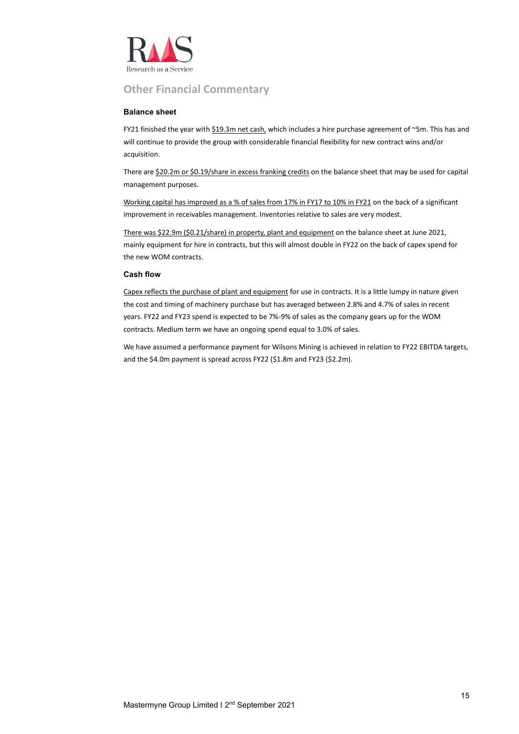## Other Financial Commentary

### Balance sheet

FY21 finished the year with $19.3m net cash, which includes a hire purchase agreement of ~5m. This has and will continue to provide the group with considerable financial flexibility for new contract wins and/or acquisition.

There are $20.2m or $0.19/share in excess franking credits on the balance sheet that may be used for capital management purposes.

Working capital has improved as a % of sales from 17% in FY17 to 10% in FY21 on the back of a significant improvement in receivables management. Inventories relative to sales are very modest.

There was $22.9m ($0.21/share) in property, plant and equipment on the balance sheet at June 2021, mainly equipment for hire in contracts, but this will almost double in FY22 on the back of capex spend for the new WOM contracts.

### Cash flow

Capex reflects the purchase of plant and equipment for use in contracts. It is a little lumpy in nature given the cost and timing of machinery purchase but has averaged between 2.8% and 4.7% of sales in recent years. FY22 and FY23 spend is expected to be 7%-9% of sales as the company gears up for the WOM contracts. Medium term we have an ongoing spend equal to 3.0% of sales.

We have assumed a performance payment for Wilsons Mining is achieved in relation to FY22 EBITDA targets, and the $4.0m payment is spread across FY22 ($1.8m and FY23 ($2.2m).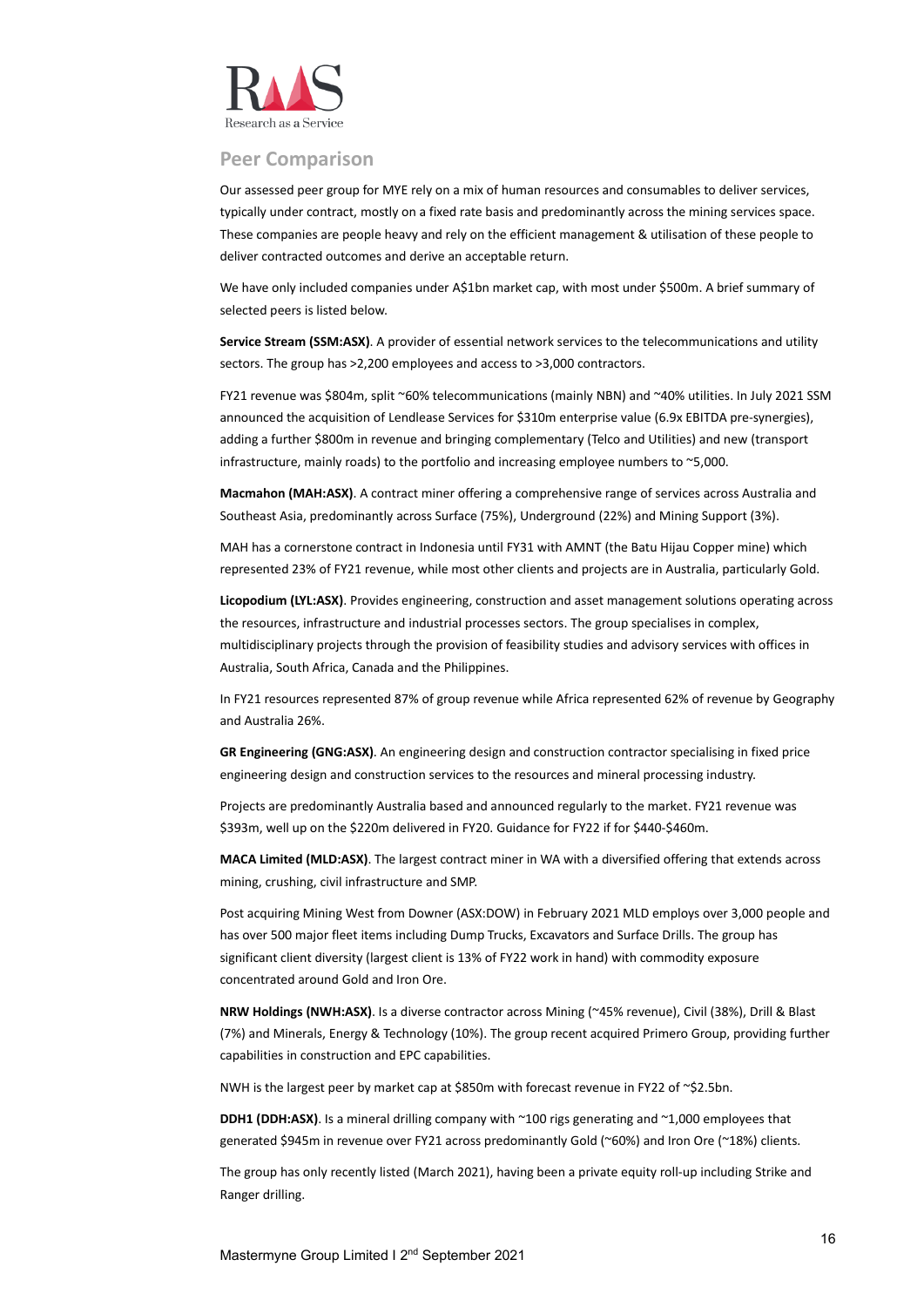## Peer Comparison

Our assessed peer group for MYE rely on a mix of human resources and consumables to deliver services, typically under contract, mostly on a fixed rate basis and predominantly across the mining services space. These companies are people heavy and rely on the efficient management & utilisation of these people to deliver contracted outcomes and derive an acceptable return.

We have only included companies under A$1bn market cap, with most under $500m. A brief summary of selected peers is listed below.

**Service Stream (SSM:ASX)**. A provider of essential network services to the telecommunications and utility sectors. The group has >2,200 employees and access to >3,000 contractors.

FY21 revenue was $804m, split ~60% telecommunications (mainly NBN) and ~40% utilities. In July 2021 SSM announced the acquisition of Lendlease Services for $310m enterprise value (6.9x EBITDA pre-synergies), adding a further $800m in revenue and bringing complementary (Telco and Utilities) and new (transport infrastructure, mainly roads) to the portfolio and increasing employee numbers to ~5,000.

**Macmahon (MAH:ASX)**. A contract miner offering a comprehensive range of services across Australia and Southeast Asia, predominantly across Surface (75%), Underground (22%) and Mining Support (3%).

MAH has a cornerstone contract in Indonesia until FY31 with AMNT (the Batu Hijau Copper mine) which represented 23% of FY21 revenue, while most other clients and projects are in Australia, particularly Gold.

**Licopodium (LYL:ASX)**. Provides engineering, construction and asset management solutions operating across the resources, infrastructure and industrial processes sectors. The group specialises in complex, multidisciplinary projects through the provision of feasibility studies and advisory services with offices in Australia, South Africa, Canada and the Philippines.

In FY21 resources represented 87% of group revenue while Africa represented 62% of revenue by Geography and Australia 26%.

**GR Engineering (GNG:ASX)**. An engineering design and construction contractor specialising in fixed price engineering design and construction services to the resources and mineral processing industry.

Projects are predominantly Australia based and announced regularly to the market. FY21 revenue was $393m, well up on the $220m delivered in FY20. Guidance for FY22 if for $440-$460m.

**MACA Limited (MLD:ASX)**. The largest contract miner in WA with a diversified offering that extends across mining, crushing, civil infrastructure and SMP.

Post acquiring Mining West from Downer (ASX:DOW) in February 2021 MLD employs over 3,000 people and has over 500 major fleet items including Dump Trucks, Excavators and Surface Drills. The group has significant client diversity (largest client is 13% of FY22 work in hand) with commodity exposure concentrated around Gold and Iron Ore.

**NRW Holdings (NWH:ASX)**. Is a diverse contractor across Mining (~45% revenue), Civil (38%), Drill & Blast (7%) and Minerals, Energy & Technology (10%). The group recent acquired Primero Group, providing further capabilities in construction and EPC capabilities.

NWH is the largest peer by market cap at $850m with forecast revenue in FY22 of ~$2.5bn.

**DDH1 (DDH:ASX)**. Is a mineral drilling company with ~100 rigs generating and ~1,000 employees that generated $945m in revenue over FY21 across predominantly Gold (~60%) and Iron Ore (~18%) clients.

The group has only recently listed (March 2021), having been a private equity roll-up including Strike and Ranger drilling.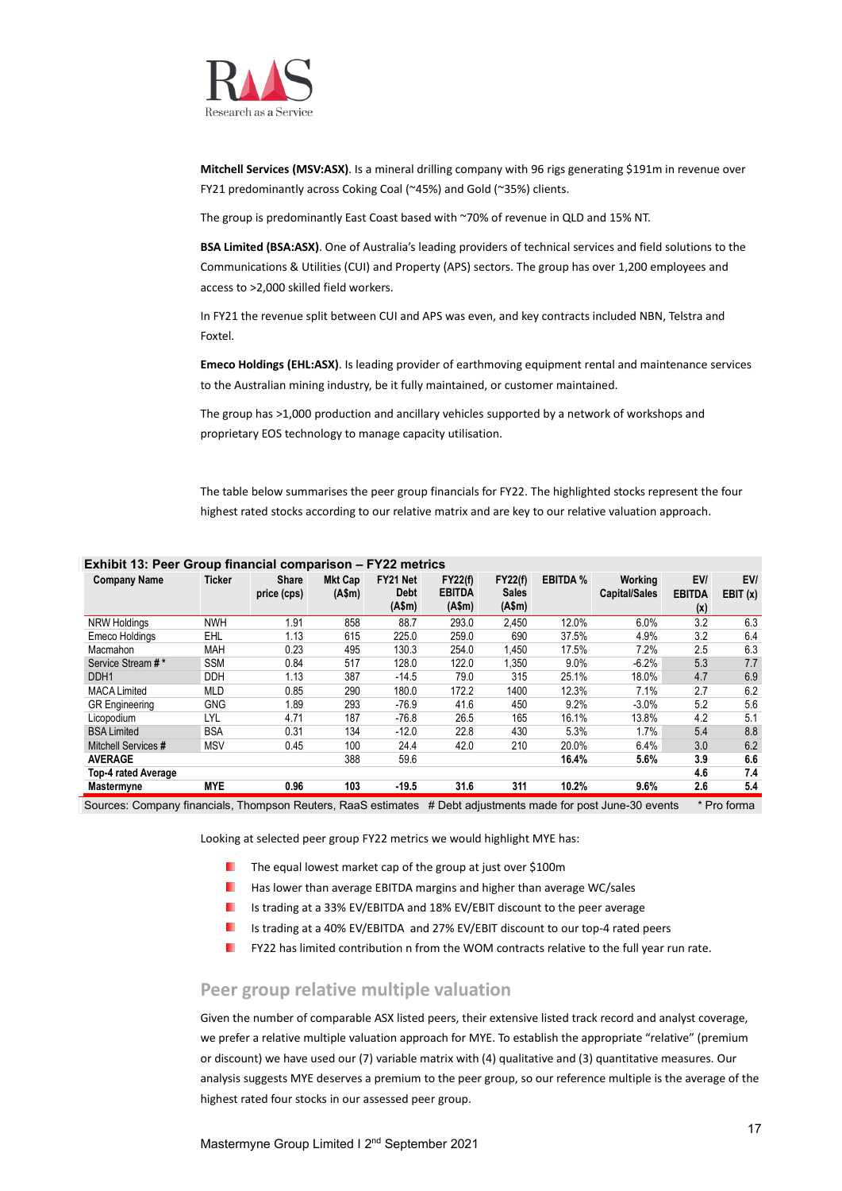**Mitchell Services (MSV:ASX)**. Is a mineral drilling company with 96 rigs generating $191m in revenue over FY21 predominantly across Coking Coal (~45%) and Gold (~35%) clients.

The group is predominantly East Coast based with ~70% of revenue in QLD and 15% NT.

**BSA Limited (BSA:ASX)**. One of Australia's leading providers of technical services and field solutions to the Communications & Utilities (CUI) and Property (APS) sectors. The group has over 1,200 employees and access to >2,000 skilled field workers.

In FY21 the revenue split between CUI and APS was even, and key contracts included NBN, Telstra and Foxtel.

**Emeco Holdings (EHL:ASX)**. Is leading provider of earthmoving equipment rental and maintenance services to the Australian mining industry, be it fully maintained, or customer maintained.

The group has >1,000 production and ancillary vehicles supported by a network of workshops and proprietary EOS technology to manage capacity utilisation.

The table below summarises the peer group financials for FY22. The highlighted stocks represent the four highest rated stocks according to our relative matrix and are key to our relative valuation approach.

**Exhibit 13: Peer Group financial comparison – FY22 metrics**

| Company Name | Ticker | Share price (cps) | Mkt Cap (A$m) | FY21 Net Debt (A$m) | FY22(f) EBITDA (A$m) | FY22(f) Sales (A$m) | EBITDA % | Working Capital/Sales | EV/ EBITDA (x) | EV/ EBIT (x) |
|---|---|---|---|---|---|---|---|---|---|---|
| NRW Holdings | NWH | 1.91 | 858 | 88.7 | 293.0 | 2,450 | 12.0% | 6.0% | 3.2 | 6.3 |
| Emeco Holdings | EHL | 1.13 | 615 | 225.0 | 259.0 | 690 | 37.5% | 4.9% | 3.2 | 6.4 |
| Macmahon | MAH | 0.23 | 495 | 130.3 | 254.0 | 1,450 | 17.5% | 7.2% | 2.5 | 6.3 |
| Service Stream # * | SSM | 0.84 | 517 | 128.0 | 122.0 | 1,350 | 9.0% | -6.2% | 5.3 | 7.7 |
| DDH1 | DDH | 1.13 | 387 | -14.5 | 79.0 | 315 | 25.1% | 18.0% | 4.7 | 6.9 |
| MACA Limited | MLD | 0.85 | 290 | 180.0 | 172.2 | 1400 | 12.3% | 7.1% | 2.7 | 6.2 |
| GR Engineering | GNG | 1.89 | 293 | -76.9 | 41.6 | 450 | 9.2% | -3.0% | 5.2 | 5.6 |
| Licopodium | LYL | 4.71 | 187 | -76.8 | 26.5 | 165 | 16.1% | 13.8% | 4.2 | 5.1 |
| BSA Limited | BSA | 0.31 | 134 | -12.0 | 22.8 | 430 | 5.3% | 1.7% | 5.4 | 8.8 |
| Mitchell Services # | MSV | 0.45 | 100 | 24.4 | 42.0 | 210 | 20.0% | 6.4% | 3.0 | 6.2 |
| **AVERAGE** | | | **388** | **59.6** | | | **16.4%** | **5.6%** | **3.9** | **6.6** |
| **Top-4 rated Average** | | | | | | | | | **4.6** | **7.4** |
| **Mastermyne** | **MYE** | **0.96** | **103** | **-19.5** | **31.6** | **311** | **10.2%** | **9.6%** | **2.6** | **5.4** |

Sources: Company financials, Thompson Reuters, RaaS estimates # Debt adjustments made for post June-30 events * Pro forma

Looking at selected peer group FY22 metrics we would highlight MYE has:

- The equal lowest market cap of the group at just over $100m
- Has lower than average EBITDA margins and higher than average WC/sales
- Is trading at a 33% EV/EBITDA and 18% EV/EBIT discount to the peer average
- Is trading at a 40% EV/EBITDA and 27% EV/EBIT discount to our top-4 rated peers
- FY22 has limited contribution n from the WOM contracts relative to the full year run rate.

## Peer group relative multiple valuation

Given the number of comparable ASX listed peers, their extensive listed track record and analyst coverage, we prefer a relative multiple valuation approach for MYE. To establish the appropriate "relative" (premium or discount) we have used our (7) variable matrix with (4) qualitative and (3) quantitative measures. Our analysis suggests MYE deserves a premium to the peer group, so our reference multiple is the average of the highest rated four stocks in our assessed peer group.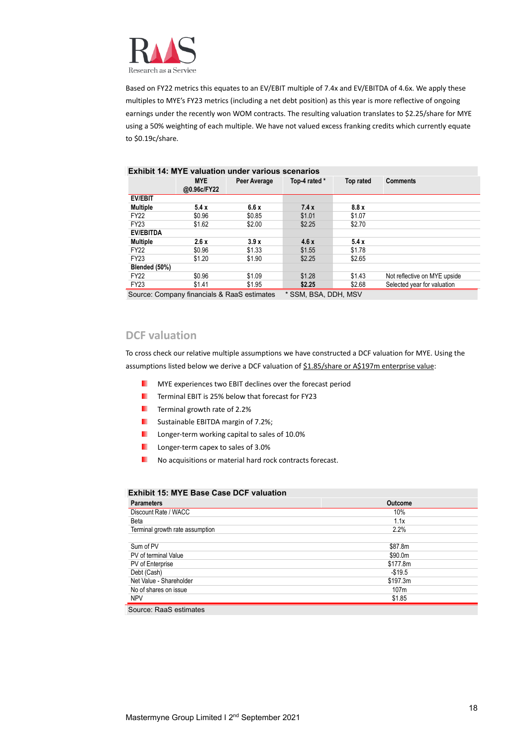Based on FY22 metrics this equates to an EV/EBIT multiple of 7.4x and EV/EBITDA of 4.6x. We apply these multiples to MYE's FY23 metrics (including a net debt position) as this year is more reflective of ongoing earnings under the recently won WOM contracts. The resulting valuation translates to $2.25/share for MYE using a 50% weighting of each multiple. We have not valued excess franking credits which currently equate to $0.19c/share.

**Exhibit 14: MYE valuation under various scenarios**

| | MYE @0.96c/FY22 | Peer Average | Top-4 rated * | Top rated | Comments |
|---|---|---|---|---|---|
| **EV/EBIT** | | | | | |
| **Multiple** | **5.4 x** | **6.6 x** | **7.4 x** | **8.8 x** | |
| FY22 | $0.96 | $0.85 | $1.01 | $1.07 | |
| FY23 | $1.62 | $2.00 | $2.25 | $2.70 | |
| **EV/EBITDA** | | | | | |
| **Multiple** | **2.6 x** | **3.9 x** | **4.6 x** | **5.4 x** | |
| FY22 | $0.96 | $1.33 | $1.55 | $1.78 | |
| FY23 | $1.20 | $1.90 | $2.25 | $2.65 | |
| **Blended (50%)** | | | | | |
| FY22 | $0.96 | $1.09 | $1.28 | $1.43 | Not reflective on MYE upside |
| FY23 | $1.41 | $1.95 | **$2.25** | $2.68 | Selected year for valuation |

Source: Company financials & RaaS estimates * SSM, BSA, DDH, MSV

## DCF valuation

To cross check our relative multiple assumptions we have constructed a DCF valuation for MYE. Using the assumptions listed below we derive a DCF valuation of $1.85/share or A$197m enterprise value:

- MYE experiences two EBIT declines over the forecast period
- Terminal EBIT is 25% below that forecast for FY23
- Terminal growth rate of 2.2%
- Sustainable EBITDA margin of 7.2%;
- Longer-term working capital to sales of 10.0%
- Longer-term capex to sales of 3.0%
- No acquisitions or material hard rock contracts forecast.

**Exhibit 15: MYE Base Case DCF valuation**

| Parameters | Outcome |
|---|---|
| Discount Rate / WACC | 10% |
| Beta | 1.1x |
| Terminal growth rate assumption | 2.2% |
| | |
| Sum of PV | $87.8m |
| PV of terminal Value | $90.0m |
| PV of Enterprise | $177.8m |
| Debt (Cash) | -$19.5 |
| Net Value - Shareholder | $197.3m |
| No of shares on issue | 107m |
| NPV | $1.85 |

Source: RaaS estimates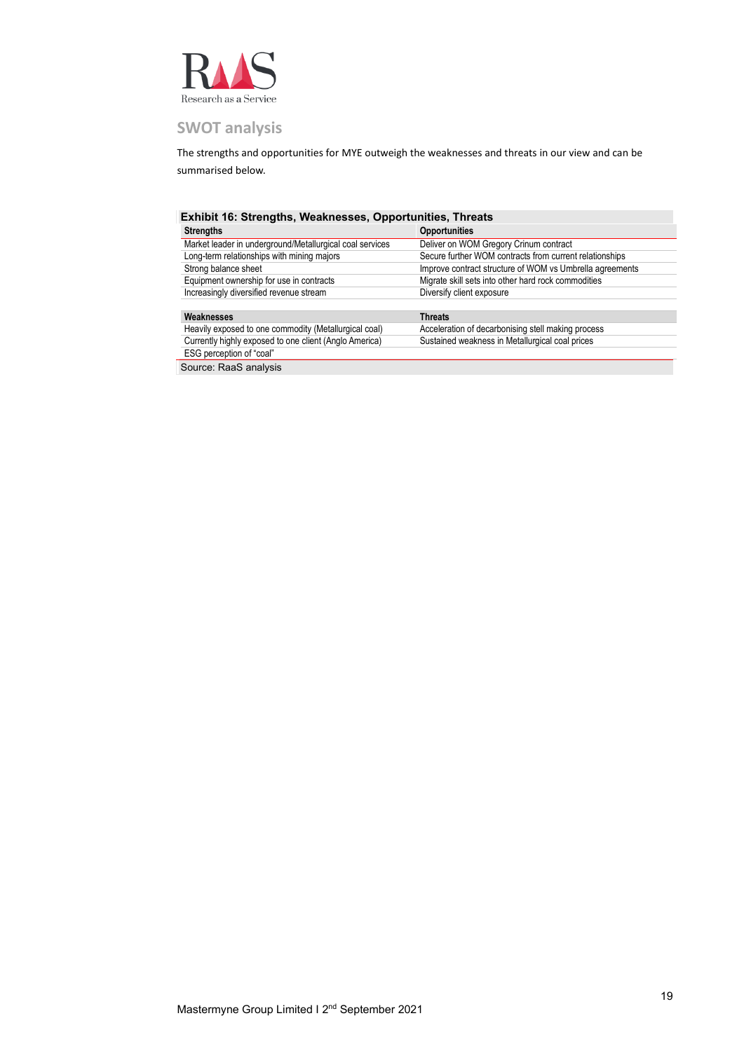## SWOT analysis

The strengths and opportunities for MYE outweigh the weaknesses and threats in our view and can be summarised below.

**Exhibit 16: Strengths, Weaknesses, Opportunities, Threats**

| Strengths | Opportunities |
|---|---|
| Market leader in underground/Metallurgical coal services | Deliver on WOM Gregory Crinum contract |
| Long-term relationships with mining majors | Secure further WOM contracts from current relationships |
| Strong balance sheet | Improve contract structure of WOM vs Umbrella agreements |
| Equipment ownership for use in contracts | Migrate skill sets into other hard rock commodities |
| Increasingly diversified revenue stream | Diversify client exposure |
| **Weaknesses** | **Threats** |
| Heavily exposed to one commodity (Metallurgical coal) | Acceleration of decarbonising stell making process |
| Currently highly exposed to one client (Anglo America) | Sustained weakness in Metallurgical coal prices |
| ESG perception of "coal" | |

Source: RaaS analysis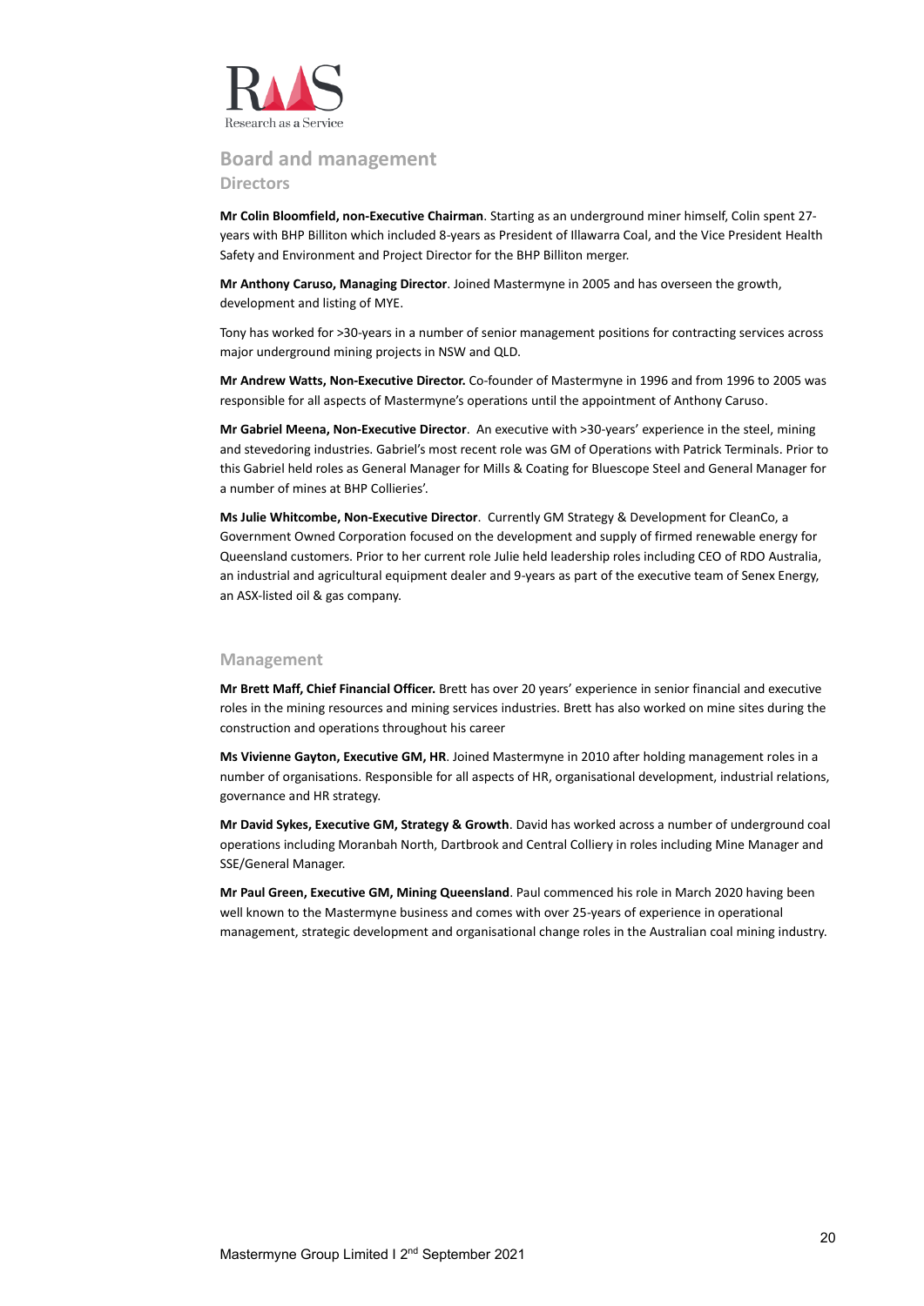## Board and management

### Directors

**Mr Colin Bloomfield, non-Executive Chairman**. Starting as an underground miner himself, Colin spent 27-years with BHP Billiton which included 8-years as President of Illawarra Coal, and the Vice President Health Safety and Environment and Project Director for the BHP Billiton merger.

**Mr Anthony Caruso, Managing Director**. Joined Mastermyne in 2005 and has overseen the growth, development and listing of MYE.

Tony has worked for >30-years in a number of senior management positions for contracting services across major underground mining projects in NSW and QLD.

**Mr Andrew Watts, Non-Executive Director.** Co-founder of Mastermyne in 1996 and from 1996 to 2005 was responsible for all aspects of Mastermyne's operations until the appointment of Anthony Caruso.

**Mr Gabriel Meena, Non-Executive Director**. An executive with >30-years' experience in the steel, mining and stevedoring industries. Gabriel's most recent role was GM of Operations with Patrick Terminals. Prior to this Gabriel held roles as General Manager for Mills & Coating for Bluescope Steel and General Manager for a number of mines at BHP Collieries'.

**Ms Julie Whitcombe, Non-Executive Director**. Currently GM Strategy & Development for CleanCo, a Government Owned Corporation focused on the development and supply of firmed renewable energy for Queensland customers. Prior to her current role Julie held leadership roles including CEO of RDO Australia, an industrial and agricultural equipment dealer and 9-years as part of the executive team of Senex Energy, an ASX-listed oil & gas company.

### Management

**Mr Brett Maff, Chief Financial Officer.** Brett has over 20 years' experience in senior financial and executive roles in the mining resources and mining services industries. Brett has also worked on mine sites during the construction and operations throughout his career

**Ms Vivienne Gayton, Executive GM, HR**. Joined Mastermyne in 2010 after holding management roles in a number of organisations. Responsible for all aspects of HR, organisational development, industrial relations, governance and HR strategy.

**Mr David Sykes, Executive GM, Strategy & Growth**. David has worked across a number of underground coal operations including Moranbah North, Dartbrook and Central Colliery in roles including Mine Manager and SSE/General Manager.

**Mr Paul Green, Executive GM, Mining Queensland**. Paul commenced his role in March 2020 having been well known to the Mastermyne business and comes with over 25-years of experience in operational management, strategic development and organisational change roles in the Australian coal mining industry.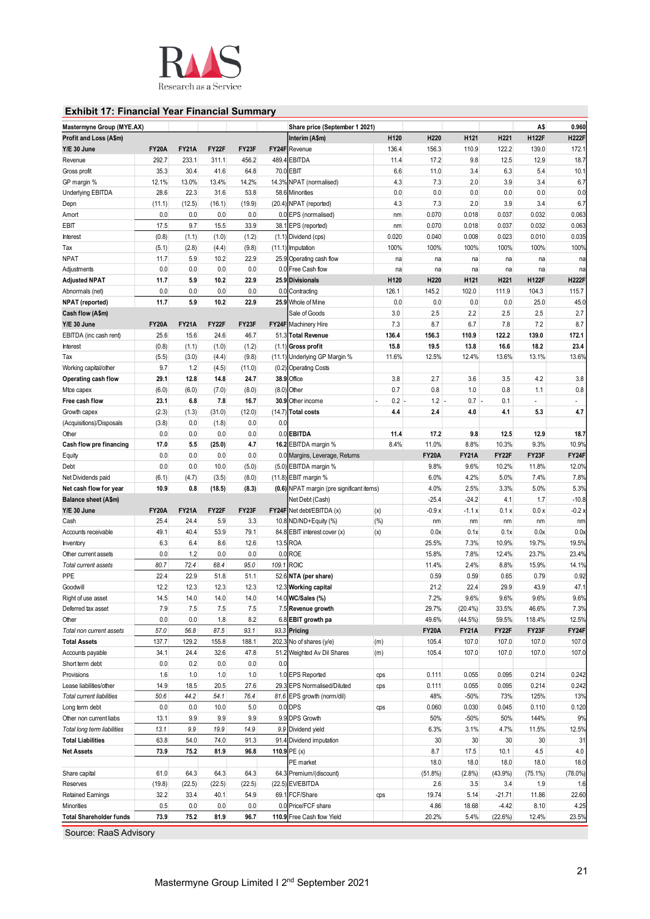## Exhibit 17: Financial Year Financial Summary

| Mastermyne Group (MYE.AX) | | | | | | Share price (September 1 2021) | | | | | | A$ | 0.960 |
|---|---|---|---|---|---|---|---|---|---|---|---|---|---|
| **Profit and Loss (A$m)** | | | | | | **Interim (A$m)** | | **H120** | **H220** | **H121** | **H221** | **H122F** | **H222F** |
| **Y/E 30 June** | **FY20A** | **FY21A** | **FY22F** | **FY23F** | **FY24F** | Revenue | | 136.4 | 156.3 | 110.9 | 122.2 | 139.0 | 172.1 |
| Revenue | 292.7 | 233.1 | 311.1 | 456.2 | 489.4 | EBITDA | | 11.4 | 17.2 | 9.8 | 12.5 | 12.9 | 18.7 |
| Gross profit | 35.3 | 30.4 | 41.6 | 64.8 | 70.0 | EBIT | | 6.6 | 11.0 | 3.4 | 6.3 | 5.4 | 10.1 |
| GP margin % | 12.1% | 13.0% | 13.4% | 14.2% | 14.3% | NPAT (normalised) | | 4.3 | 7.3 | 2.0 | 3.9 | 3.4 | 6.7 |
| Underlying EBITDA | 28.6 | 22.3 | 31.6 | 53.8 | 58.6 | Minorities | | 0.0 | 0.0 | 0.0 | 0.0 | 0.0 | 0.0 |
| Depn | (11.1) | (12.5) | (16.1) | (19.9) | (20.4) | NPAT (reported) | | 4.3 | 7.3 | 2.0 | 3.9 | 3.4 | 6.7 |
| Amort | 0.0 | 0.0 | 0.0 | 0.0 | 0.0 | EPS (normalised) | | nm | 0.070 | 0.018 | 0.037 | 0.032 | 0.063 |
| EBIT | 17.5 | 9.7 | 15.5 | 33.9 | 38.1 | EPS (reported) | | nm | 0.070 | 0.018 | 0.037 | 0.032 | 0.063 |
| Interest | (0.8) | (1.1) | (1.0) | (1.2) | (1.1) | Dividend (cps) | | 0.020 | 0.040 | 0.008 | 0.023 | 0.010 | 0.035 |
| Tax | (5.1) | (2.8) | (4.4) | (9.8) | (11.1) | Imputation | | 100% | 100% | 100% | 100% | 100% | 100% |
| NPAT | 11.7 | 5.9 | 10.2 | 22.9 | 25.9 | Operating cash flow | | na | na | na | na | na | na |
| Adjustments | 0.0 | 0.0 | 0.0 | 0.0 | 0.0 | Free Cash flow | | na | na | na | na | na | na |
| **Adjusted NPAT** | **11.7** | **5.9** | **10.2** | **22.9** | **25.9** | **Divisionals** | | **H120** | **H220** | **H121** | **H221** | **H122F** | **H222F** |
| Abnormals (net) | 0.0 | 0.0 | 0.0 | 0.0 | 0.0 | Contracting | | 126.1 | 145.2 | 102.0 | 111.9 | 104.3 | 115.7 |
| **NPAT (reported)** | **11.7** | **5.9** | **10.2** | **22.9** | **25.9** | Whole of Mine | | 0.0 | 0.0 | 0.0 | 0.0 | 25.0 | 45.0 |
| **Cash flow (A$m)** | | | | | | Sale of Goods | | 3.0 | 2.5 | 2.2 | 2.5 | 2.5 | 2.7 |
| **Y/E 30 June** | **FY20A** | **FY21A** | **FY22F** | **FY23F** | **FY24F** | Machinery Hire | | 7.3 | 8.7 | 6.7 | 7.8 | 7.2 | 8.7 |
| EBITDA (inc cash rent) | 25.6 | 15.6 | 24.6 | 46.7 | 51.3 | **Total Revenue** | | **136.4** | **156.3** | **110.9** | **122.2** | **139.0** | **172.1** |
| Interest | (0.8) | (1.1) | (1.0) | (1.2) | (1.1) | **Gross profit** | | **15.8** | **19.5** | **13.8** | **16.6** | **18.2** | **23.4** |
| Tax | (5.5) | (3.0) | (4.4) | (9.8) | (11.1) | Underlying GP Margin % | | 11.6% | 12.5% | 12.4% | 13.6% | 13.1% | 13.6% |
| Working capital/other | 9.7 | 1.2 | (4.5) | (11.0) | (0.2) | Operating Costs | | | | | | | |
| **Operating cash flow** | **29.1** | **12.8** | **14.8** | **24.7** | **38.9** | Office | | 3.8 | 2.7 | 3.6 | 3.5 | 4.2 | 3.8 |
| Mtce capex | (6.0) | (6.0) | (7.0) | (8.0) | (8.0) | Other | | 0.7 | 0.8 | 1.0 | 0.8 | 1.1 | 0.8 |
| **Free cash flow** | **23.1** | **6.8** | **7.8** | **16.7** | **30.9** | Other income | | - 0.2 | - 1.2 | - 0.7 | - 0.1 | - | - |
| Growth capex | (2.3) | (1.3) | (31.0) | (12.0) | (14.7) | **Total costs** | | **4.4** | **2.4** | **4.0** | **4.1** | **5.3** | **4.7** |
| (Acquisitions)/Disposals | (3.8) | 0.0 | (1.8) | 0.0 | 0.0 | | | | | | | | |
| Other | 0.0 | 0.0 | 0.0 | 0.0 | 0.0 | **EBITDA** | | **11.4** | **17.2** | **9.8** | **12.5** | **12.9** | **18.7** |
| **Cash flow pre financing** | **17.0** | **5.5** | **(25.0)** | **4.7** | **16.2** | EBITDA margin % | | 8.4% | 11.0% | 8.8% | 10.3% | 9.3% | 10.9% |
| Equity | 0.0 | 0.0 | 0.0 | 0.0 | 0.0 | Margins, Leverage, Returns | | | **FY20A** | **FY21A** | **FY22F** | **FY23F** | **FY24F** |
| Debt | 0.0 | 0.0 | 10.0 | (5.0) | (5.0) | EBITDA margin % | | | 9.8% | 9.6% | 10.2% | 11.8% | 12.0% |
| Net Dividends paid | (6.1) | (4.7) | (3.5) | (8.0) | (11.8) | EBIT margin % | | | 6.0% | 4.2% | 5.0% | 7.4% | 7.8% |
| **Net cash flow for year** | **10.9** | **0.8** | **(18.5)** | **(8.3)** | **(0.6)** | NPAT margin (pre significant items) | | | 4.0% | 2.5% | 3.3% | 5.0% | 5.3% |
| **Balance sheet (A$m)** | | | | | | Net Debt (Cash) | | | -25.4 | -24.2 | 4.1 | 1.7 | -10.8 |
| **Y/E 30 June** | **FY20A** | **FY21A** | **FY22F** | **FY23F** | **FY24F** | Net debt/EBITDA (x) | (x) | | -0.9 x | -1.1 x | 0.1 x | 0.0 x | -0.2 x |
| Cash | 25.4 | 24.4 | 5.9 | 3.3 | 10.8 | ND/ND+Equity (%) | (%) | | nm | nm | nm | nm | nm |
| Accounts receivable | 49.1 | 40.4 | 53.9 | 79.1 | 84.8 | EBIT interest cover (x) | (x) | | 0.0x | 0.1x | 0.1x | 0.0x | 0.0x |
| Inventory | 6.3 | 6.4 | 8.6 | 12.6 | 13.5 | ROA | | | 25.5% | 7.3% | 10.9% | 19.7% | 19.5% |
| Other current assets | 0.0 | 1.2 | 0.0 | 0.0 | 0.0 | ROE | | | 15.8% | 7.8% | 12.4% | 23.7% | 23.4% |
| *Total current assets* | *80.7* | *72.4* | *68.4* | *95.0* | *109.1* | ROIC | | | 11.4% | 2.4% | 8.8% | 15.9% | 14.1% |
| PPE | 22.4 | 22.9 | 51.8 | 51.1 | 52.6 | **NTA (per share)** | | | 0.59 | 0.59 | 0.65 | 0.79 | 0.92 |
| Goodwill | 12.2 | 12.3 | 12.3 | 12.3 | 12.3 | **Working capital** | | | 21.2 | 22.4 | 29.9 | 43.9 | 47.1 |
| Right of use asset | 14.5 | 14.0 | 14.0 | 14.0 | 14.0 | **WC/Sales (%)** | | | 7.2% | 9.6% | 9.6% | 9.6% | 9.6% |
| Deferred tax asset | 7.9 | 7.5 | 7.5 | 7.5 | 7.5 | **Revenue growth** | | | 29.7% | (20.4%) | 33.5% | 46.6% | 7.3% |
| Other | 0.0 | 0.0 | 1.8 | 8.2 | 6.8 | **EBIT growth pa** | | | 49.6% | (44.5%) | 59.5% | 118.4% | 12.5% |
| *Total non current assets* | *57.0* | *56.8* | *87.5* | *93.1* | *93.3* | **Pricing** | | | **FY20A** | **FY21A** | **FY22F** | **FY23F** | **FY24F** |
| **Total Assets** | **137.7** | **129.2** | **155.8** | **188.1** | **202.3** | No of shares (y/e) | (m) | | 105.4 | 107.0 | 107.0 | 107.0 | 107.0 |
| Accounts payable | 34.1 | 24.4 | 32.6 | 47.8 | 51.2 | Weighted Av Dil Shares | (m) | | 105.4 | 107.0 | 107.0 | 107.0 | 107.0 |
| Short term debt | 0.0 | 0.2 | 0.0 | 0.0 | 0.0 | | | | | | | | |
| Provisions | 1.6 | 1.0 | 1.0 | 1.0 | 1.0 | EPS Reported | cps | | 0.111 | 0.055 | 0.095 | 0.214 | 0.242 |
| Lease liabilities/other | 14.9 | 18.5 | 20.5 | 27.6 | 29.3 | EPS Normalised/Diluted | cps | | 0.111 | 0.055 | 0.095 | 0.214 | 0.242 |
| *Total current liabilities* | *50.6* | *44.2* | *54.1* | *76.4* | *81.6* | EPS growth (norm/dil) | | | 48% | -50% | 73% | 125% | 13% |
| Long term debt | 0.0 | 0.0 | 10.0 | 5.0 | 0.0 | DPS | cps | | 0.060 | 0.030 | 0.045 | 0.110 | 0.120 |
| Other non current liabs | 13.1 | 9.9 | 9.9 | 9.9 | 9.9 | DPS Growth | | | 50% | -50% | 50% | 144% | 9% |
| *Total long term liabilities* | *13.1* | *9.9* | *19.9* | *14.9* | *9.9* | Dividend yield | | | 6.3% | 3.1% | 4.7% | 11.5% | 12.5% |
| **Total Liabilities** | **63.8** | **54.0** | **74.0** | **91.3** | **91.4** | Dividend imputation | | | 30 | 30 | 30 | 30 | 31 |
| **Net Assets** | **73.9** | **75.2** | **81.9** | **96.8** | **110.9** | PE (x) | | | 8.7 | 17.5 | 10.1 | 4.5 | 4.0 |
| | | | | | | PE market | | | 18.0 | 18.0 | 18.0 | 18.0 | 18.0 |
| Share capital | 61.0 | 64.3 | 64.3 | 64.3 | 64.3 | Premium/(discount) | | | (51.8%) | (2.8%) | (43.9%) | (75.1%) | (78.0%) |
| Reserves | (19.8) | (22.5) | (22.5) | (22.5) | (22.5) | EV/EBITDA | | | 2.6 | 3.5 | 3.4 | 1.9 | 1.6 |
| Retained Earnings | 32.2 | 33.4 | 40.1 | 54.9 | 69.1 | FCF/Share | cps | | 19.74 | 5.14 | -21.71 | 11.86 | 22.60 |
| Minorities | 0.5 | 0.0 | 0.0 | 0.0 | 0.0 | Price/FCF share | | | 4.86 | 18.68 | -4.42 | 8.10 | 4.25 |
| **Total Shareholder funds** | **73.9** | **75.2** | **81.9** | **96.7** | **110.9** | Free Cash flow Yield | | | 20.2% | 5.4% | (22.6%) | 12.4% | 23.5% |

Source: RaaS Advisory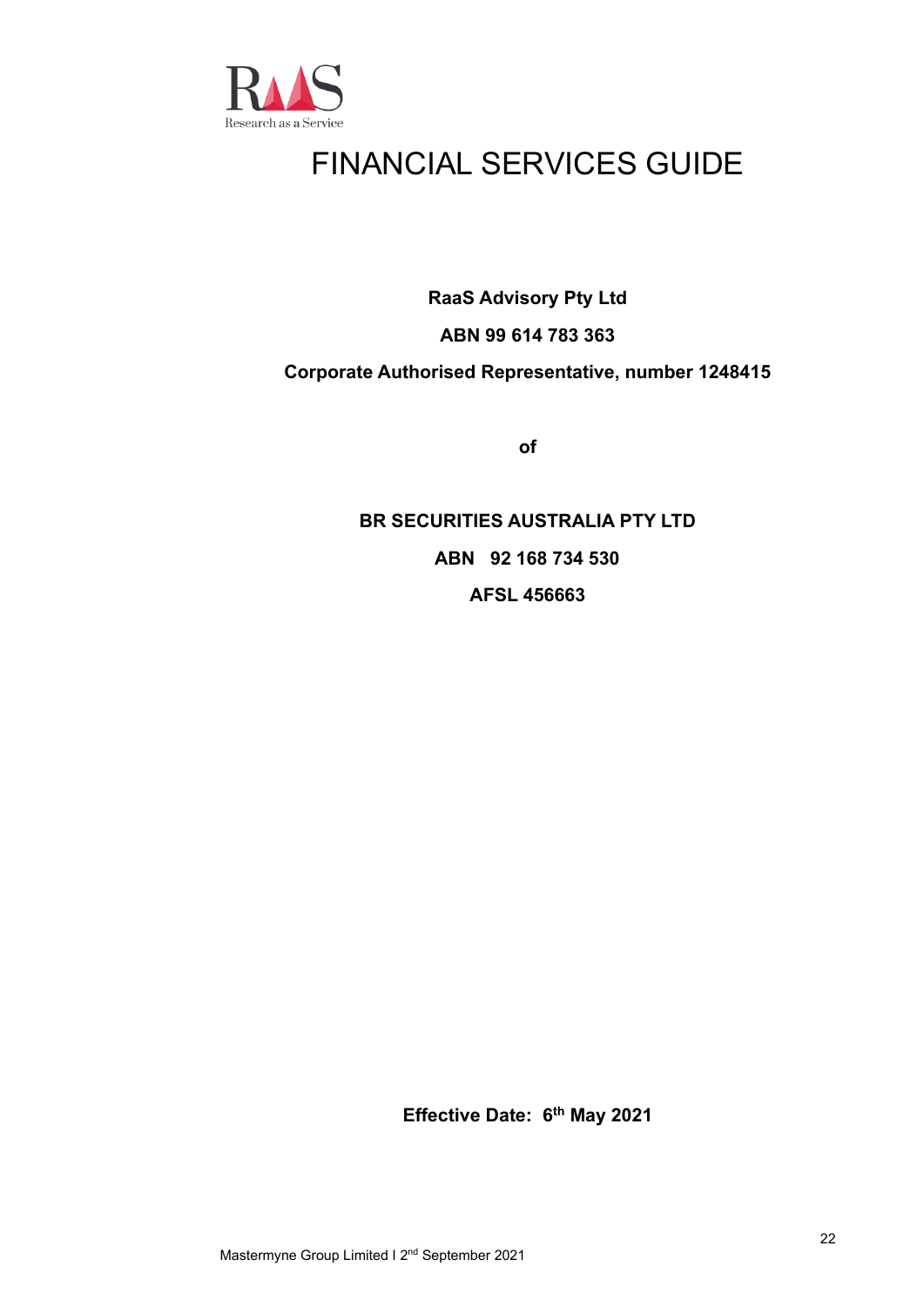# FINANCIAL SERVICES GUIDE

**RaaS Advisory Pty Ltd**

**ABN 99 614 783 363**

**Corporate Authorised Representative, number 1248415**

**of**

**BR SECURITIES AUSTRALIA PTY LTD**

**ABN 92 168 734 530**

**AFSL 456663**

**Effective Date: 6th May 2021**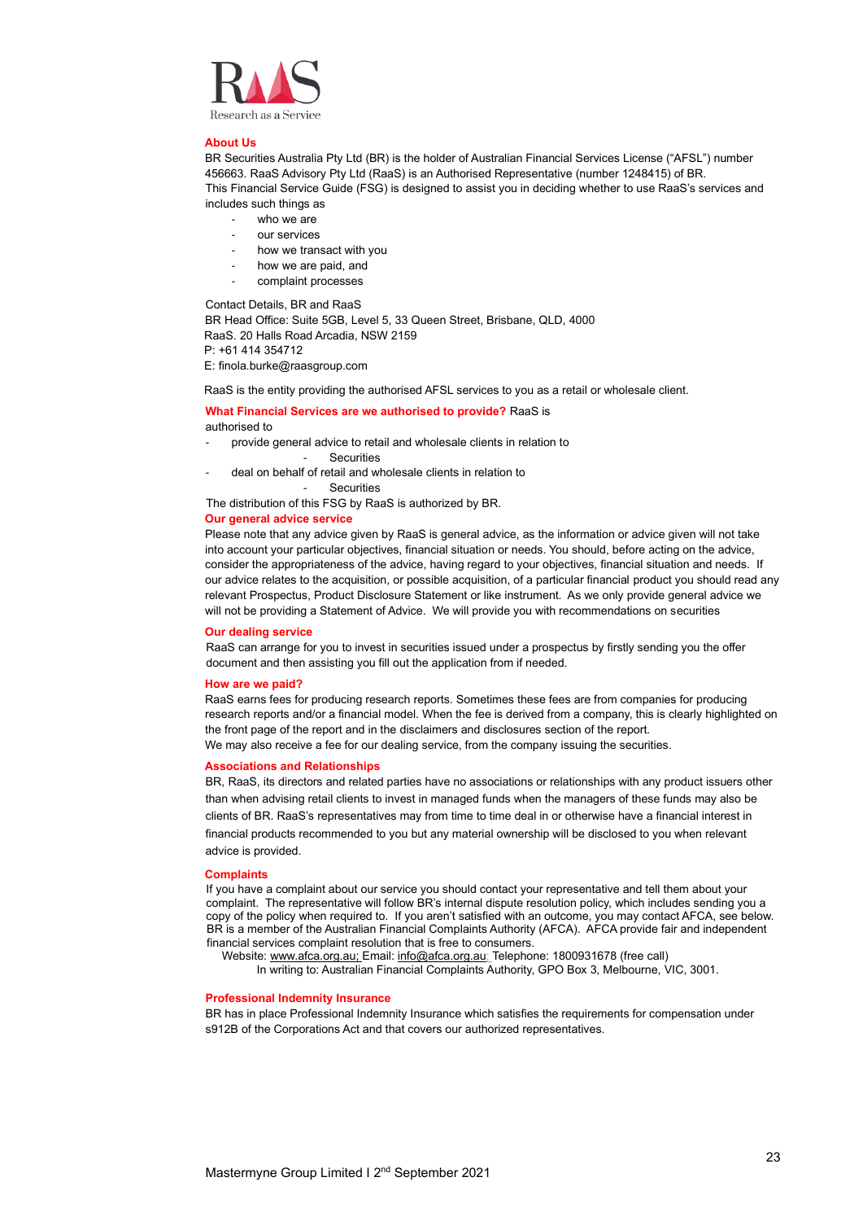RaaS
Research as a Service

## About Us

BR Securities Australia Pty Ltd (BR) is the holder of Australian Financial Services License ("AFSL") number 456663. RaaS Advisory Pty Ltd (RaaS) is an Authorised Representative (number 1248415) of BR.
This Financial Service Guide (FSG) is designed to assist you in deciding whether to use RaaS's services and includes such things as

- who we are
- our services
- how we transact with you
- how we are paid, and
- complaint processes

Contact Details, BR and RaaS
BR Head Office: Suite 5GB, Level 5, 33 Queen Street, Brisbane, QLD, 4000
RaaS. 20 Halls Road Arcadia, NSW 2159
P: +61 414 354712
E: finola.burke@raasgroup.com

RaaS is the entity providing the authorised AFSL services to you as a retail or wholesale client.

## What Financial Services are we authorised to provide?

RaaS is authorised to

- provide general advice to retail and wholesale clients in relation to
  - Securities
- deal on behalf of retail and wholesale clients in relation to
  - Securities

The distribution of this FSG by RaaS is authorized by BR.

## Our general advice service

Please note that any advice given by RaaS is general advice, as the information or advice given will not take into account your particular objectives, financial situation or needs. You should, before acting on the advice, consider the appropriateness of the advice, having regard to your objectives, financial situation and needs. If our advice relates to the acquisition, or possible acquisition, of a particular financial product you should read any relevant Prospectus, Product Disclosure Statement or like instrument. As we only provide general advice we will not be providing a Statement of Advice. We will provide you with recommendations on securities

## Our dealing service

RaaS can arrange for you to invest in securities issued under a prospectus by firstly sending you the offer document and then assisting you fill out the application from if needed.

## How are we paid?

RaaS earns fees for producing research reports. Sometimes these fees are from companies for producing research reports and/or a financial model. When the fee is derived from a company, this is clearly highlighted on the front page of the report and in the disclaimers and disclosures section of the report.
We may also receive a fee for our dealing service, from the company issuing the securities.

## Associations and Relationships

BR, RaaS, its directors and related parties have no associations or relationships with any product issuers other than when advising retail clients to invest in managed funds when the managers of these funds may also be clients of BR. RaaS's representatives may from time to time deal in or otherwise have a financial interest in financial products recommended to you but any material ownership will be disclosed to you when relevant advice is provided.

## Complaints

If you have a complaint about our service you should contact your representative and tell them about your complaint. The representative will follow BR's internal dispute resolution policy, which includes sending you a copy of the policy when required to. If you aren't satisfied with an outcome, you may contact AFCA, see below. BR is a member of the Australian Financial Complaints Authority (AFCA). AFCA provide fair and independent financial services complaint resolution that is free to consumers.
Website: www.afca.org.au; Email: info@afca.org.au; Telephone: 1800931678 (free call)
In writing to: Australian Financial Complaints Authority, GPO Box 3, Melbourne, VIC, 3001.

## Professional Indemnity Insurance

BR has in place Professional Indemnity Insurance which satisfies the requirements for compensation under s912B of the Corporations Act and that covers our authorized representatives.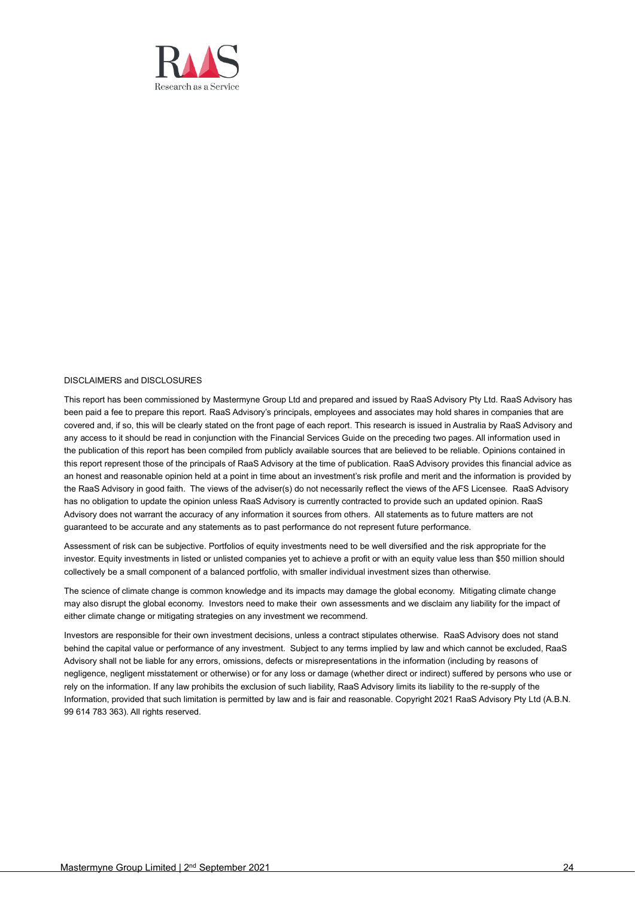## DISCLAIMERS and DISCLOSURES

This report has been commissioned by Mastermyne Group Ltd and prepared and issued by RaaS Advisory Pty Ltd. RaaS Advisory has been paid a fee to prepare this report. RaaS Advisory's principals, employees and associates may hold shares in companies that are covered and, if so, this will be clearly stated on the front page of each report. This research is issued in Australia by RaaS Advisory and any access to it should be read in conjunction with the Financial Services Guide on the preceding two pages. All information used in the publication of this report has been compiled from publicly available sources that are believed to be reliable. Opinions contained in this report represent those of the principals of RaaS Advisory at the time of publication. RaaS Advisory provides this financial advice as an honest and reasonable opinion held at a point in time about an investment's risk profile and merit and the information is provided by the RaaS Advisory in good faith. The views of the adviser(s) do not necessarily reflect the views of the AFS Licensee. RaaS Advisory has no obligation to update the opinion unless RaaS Advisory is currently contracted to provide such an updated opinion. RaaS Advisory does not warrant the accuracy of any information it sources from others. All statements as to future matters are not guaranteed to be accurate and any statements as to past performance do not represent future performance.

Assessment of risk can be subjective. Portfolios of equity investments need to be well diversified and the risk appropriate for the investor. Equity investments in listed or unlisted companies yet to achieve a profit or with an equity value less than $50 million should collectively be a small component of a balanced portfolio, with smaller individual investment sizes than otherwise.

The science of climate change is common knowledge and its impacts may damage the global economy. Mitigating climate change may also disrupt the global economy. Investors need to make their own assessments and we disclaim any liability for the impact of either climate change or mitigating strategies on any investment we recommend.

Investors are responsible for their own investment decisions, unless a contract stipulates otherwise. RaaS Advisory does not stand behind the capital value or performance of any investment. Subject to any terms implied by law and which cannot be excluded, RaaS Advisory shall not be liable for any errors, omissions, defects or misrepresentations in the information (including by reasons of negligence, negligent misstatement or otherwise) or for any loss or damage (whether direct or indirect) suffered by persons who use or rely on the information. If any law prohibits the exclusion of such liability, RaaS Advisory limits its liability to the re-supply of the Information, provided that such limitation is permitted by law and is fair and reasonable. Copyright 2021 RaaS Advisory Pty Ltd (A.B.N. 99 614 783 363). All rights reserved.